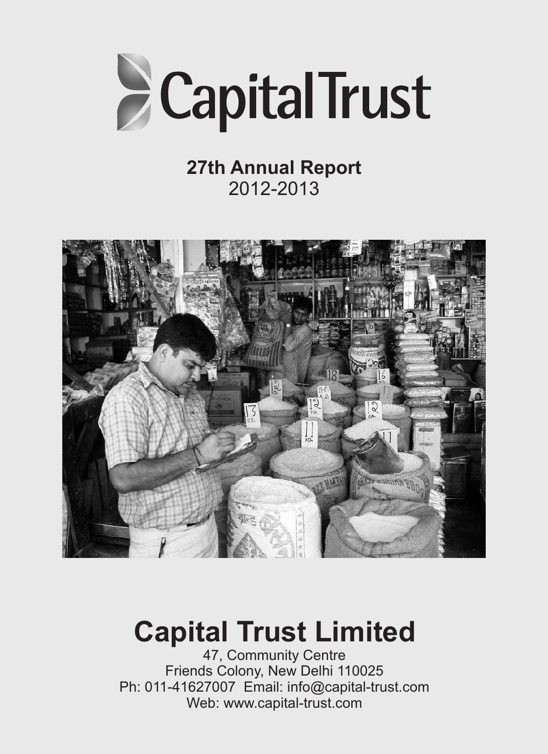# Capital Trust

**27th Annual Report**
2012-2013

# Capital Trust Limited

47, Community Centre
Friends Colony, New Delhi 110025
Ph: 011-41627007 Email: info@capital-trust.com
Web: www.capital-trust.com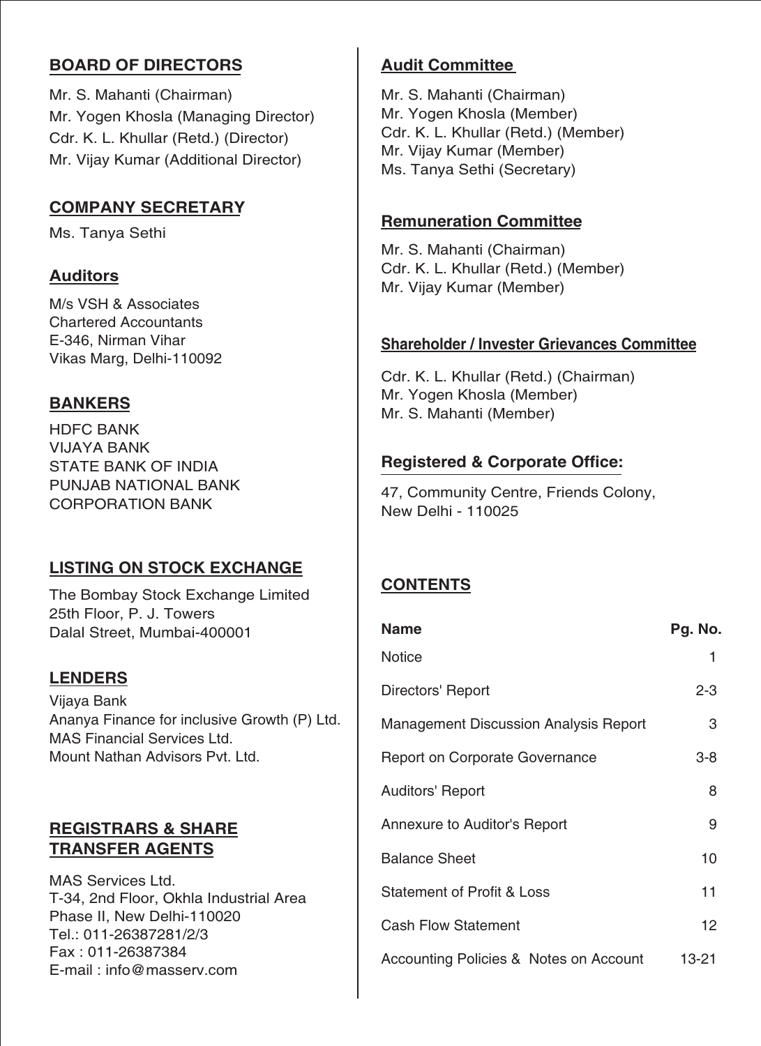## BOARD OF DIRECTORS

Mr. S. Mahanti (Chairman)
Mr. Yogen Khosla (Managing Director)
Cdr. K. L. Khullar (Retd.) (Director)
Mr. Vijay Kumar (Additional Director)

## COMPANY SECRETARY

Ms. Tanya Sethi

## Auditors

M/s VSH & Associates
Chartered Accountants
E-346, Nirman Vihar
Vikas Marg, Delhi-110092

## BANKERS

HDFC BANK
VIJAYA BANK
STATE BANK OF INDIA
PUNJAB NATIONAL BANK
CORPORATION BANK

## LISTING ON STOCK EXCHANGE

The Bombay Stock Exchange Limited
25th Floor, P. J. Towers
Dalal Street, Mumbai-400001

## LENDERS

Vijaya Bank
Ananya Finance for inclusive Growth (P) Ltd.
MAS Financial Services Ltd.
Mount Nathan Advisors Pvt. Ltd.

## REGISTRARS & SHARE TRANSFER AGENTS

MAS Services Ltd.
T-34, 2nd Floor, Okhla Industrial Area
Phase II, New Delhi-110020
Tel.: 011-26387281/2/3
Fax : 011-26387384
E-mail : info@masserv.com

## Audit Committee

Mr. S. Mahanti (Chairman)
Mr. Yogen Khosla (Member)
Cdr. K. L. Khullar (Retd.) (Member)
Mr. Vijay Kumar (Member)
Ms. Tanya Sethi (Secretary)

## Remuneration Committee

Mr. S. Mahanti (Chairman)
Cdr. K. L. Khullar (Retd.) (Member)
Mr. Vijay Kumar (Member)

## Shareholder / Invester Grievances Committee

Cdr. K. L. Khullar (Retd.) (Chairman)
Mr. Yogen Khosla (Member)
Mr. S. Mahanti (Member)

## Registered & Corporate Office:

47, Community Centre, Friends Colony,
New Delhi - 110025

## CONTENTS

| Name | Pg. No. |
|---|---|
| Notice | 1 |
| Directors' Report | 2-3 |
| Management Discussion Analysis Report | 3 |
| Report on Corporate Governance | 3-8 |
| Auditors' Report | 8 |
| Annexure to Auditor's Report | 9 |
| Balance Sheet | 10 |
| Statement of Profit & Loss | 11 |
| Cash Flow Statement | 12 |
| Accounting Policies & Notes on Account | 13-21 |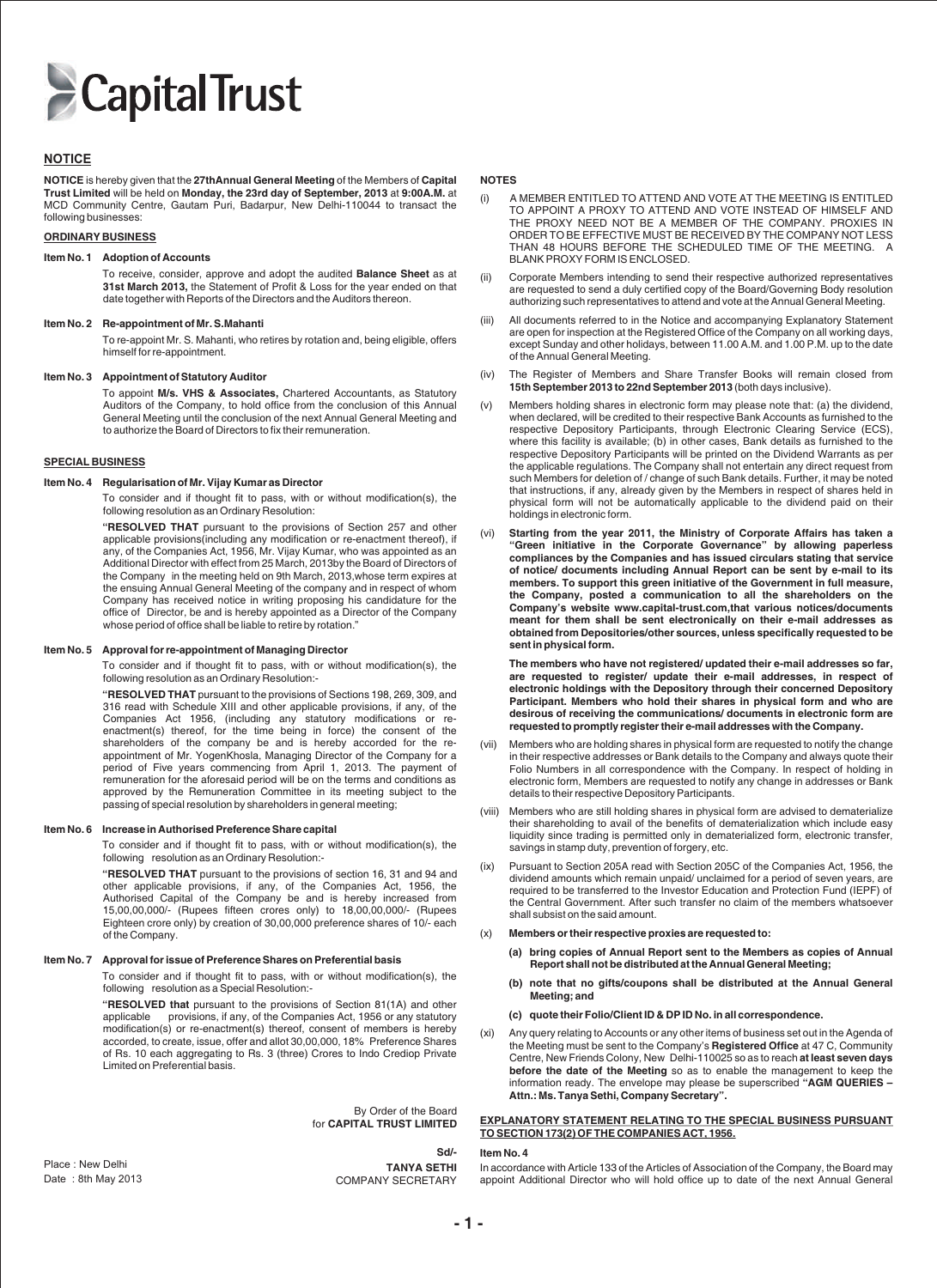# Capital Trust

## NOTICE

**NOTICE** is hereby given that the **27thAnnual General Meeting** of the Members of **Capital Trust Limited** will be held on **Monday, the 23rd day of September, 2013** at **9:00A.M.** at MCD Community Centre, Gautam Puri, Badarpur, New Delhi-110044 to transact the following businesses:

### ORDINARY BUSINESS

**Item No. 1 Adoption of Accounts**

To receive, consider, approve and adopt the audited **Balance Sheet** as at **31st March 2013,** the Statement of Profit & Loss for the year ended on that date together with Reports of the Directors and the Auditors thereon.

**Item No. 2 Re-appointment of Mr. S.Mahanti**

To re-appoint Mr. S. Mahanti, who retires by rotation and, being eligible, offers himself for re-appointment.

**Item No. 3 Appointment of Statutory Auditor**

To appoint **M/s. VHS & Associates,** Chartered Accountants, as Statutory Auditors of the Company, to hold office from the conclusion of this Annual General Meeting until the conclusion of the next Annual General Meeting and to authorize the Board of Directors to fix their remuneration.

### SPECIAL BUSINESS

**Item No. 4 Regularisation of Mr. Vijay Kumar as Director**

To consider and if thought fit to pass, with or without modification(s), the following resolution as an Ordinary Resolution:

**"RESOLVED THAT** pursuant to the provisions of Section 257 and other applicable provisions(including any modification or re-enactment thereof), if any, of the Companies Act, 1956, Mr. Vijay Kumar, who was appointed as an Additional Director with effect from 25 March, 2013by the Board of Directors of the Company in the meeting held on 9th March, 2013,whose term expires at the ensuing Annual General Meeting of the company and in respect of whom Company has received notice in writing proposing his candidature for the office of Director, be and is hereby appointed as a Director of the Company whose period of office shall be liable to retire by rotation."

**Item No. 5 Approval for re-appointment of Managing Director**

To consider and if thought fit to pass, with or without modification(s), the following resolution as an Ordinary Resolution:-

**"RESOLVED THAT** pursuant to the provisions of Sections 198, 269, 309, and 316 read with Schedule XIII and other applicable provisions, if any, of the Companies Act 1956, (including any statutory modifications or re-enactment(s) thereof, for the time being in force) the consent of the shareholders of the company be and is hereby accorded for the re-appointment of Mr. YogenKhosla, Managing Director of the Company for a period of Five years commencing from April 1, 2013. The payment of remuneration for the aforesaid period will be on the terms and conditions as approved by the Remuneration Committee in its meeting subject to the passing of special resolution by shareholders in general meeting;

**Item No. 6 Increase in Authorised Preference Share capital**

To consider and if thought fit to pass, with or without modification(s), the following resolution as an Ordinary Resolution:-

**"RESOLVED THAT** pursuant to the provisions of section 16, 31 and 94 and other applicable provisions, if any, of the Companies Act, 1956, the Authorised Capital of the Company be and is hereby increased from 15,00,00,000/- (Rupees fifteen crores only) to 18,00,00,000/- (Rupees Eighteen crore only) by creation of 30,00,000 preference shares of 10/- each of the Company.

**Item No. 7 Approval for issue of Preference Shares on Preferential basis**

To consider and if thought fit to pass, with or without modification(s), the following resolution as a Special Resolution:-

**"RESOLVED that** pursuant to the provisions of Section 81(1A) and other applicable provisions, if any, of the Companies Act, 1956 or any statutory modification(s) or re-enactment(s) thereof, consent of members is hereby accorded, to create, issue, offer and allot 30,00,000, 18% Preference Shares of Rs. 10 each aggregating to Rs. 3 (three) Crores to Indo Crediop Private Limited on Preferential basis.

By Order of the Board
for **CAPITAL TRUST LIMITED**

Sd/-
**TANYA SETHI**
COMPANY SECRETARY

Place : New Delhi
Date : 8th May 2013

### NOTES

(i) A MEMBER ENTITLED TO ATTEND AND VOTE AT THE MEETING IS ENTITLED TO APPOINT A PROXY TO ATTEND AND VOTE INSTEAD OF HIMSELF AND THE PROXY NEED NOT BE A MEMBER OF THE COMPANY. PROXIES IN ORDER TO BE EFFECTIVE MUST BE RECEIVED BY THE COMPANY NOT LESS THAN 48 HOURS BEFORE THE SCHEDULED TIME OF THE MEETING. A BLANK PROXY FORM IS ENCLOSED.

(ii) Corporate Members intending to send their respective authorized representatives are requested to send a duly certified copy of the Board/Governing Body resolution authorizing such representatives to attend and vote at the Annual General Meeting.

(iii) All documents referred to in the Notice and accompanying Explanatory Statement are open for inspection at the Registered Office of the Company on all working days, except Sunday and other holidays, between 11.00 A.M. and 1.00 P.M. up to the date of the Annual General Meeting.

(iv) The Register of Members and Share Transfer Books will remain closed from **15th September 2013 to 22nd September 2013** (both days inclusive).

(v) Members holding shares in electronic form may please note that: (a) the dividend, when declared, will be credited to their respective Bank Accounts as furnished to the respective Depository Participants, through Electronic Clearing Service (ECS), where this facility is available; (b) in other cases, Bank details as furnished to the respective Depository Participants will be printed on the Dividend Warrants as per the applicable regulations. The Company shall not entertain any direct request from such Members for deletion of / change of such Bank details. Further, it may be noted that instructions, if any, already given by the Members in respect of shares held in physical form will not be automatically applicable to the dividend paid on their holdings in electronic form.

(vi) **Starting from the year 2011, the Ministry of Corporate Affairs has taken a "Green initiative in the Corporate Governance" by allowing paperless compliances by the Companies and has issued circulars stating that service of notice/ documents including Annual Report can be sent by e-mail to its members. To support this green initiative of the Government in full measure, the Company, posted a communication to all the shareholders on the Company's website www.capital-trust.com,that various notices/documents meant for them shall be sent electronically on their e-mail addresses as obtained from Depositories/other sources, unless specifically requested to be sent in physical form.**

**The members who have not registered/ updated their e-mail addresses so far, are requested to register/ update their e-mail addresses, in respect of electronic holdings with the Depository through their concerned Depository Participant. Members who hold their shares in physical form and who are desirous of receiving the communications/ documents in electronic form are requested to promptly register their e-mail addresses with the Company.**

(vii) Members who are holding shares in physical form are requested to notify the change in their respective addresses or Bank details to the Company and always quote their Folio Numbers in all correspondence with the Company. In respect of holding in electronic form, Members are requested to notify any change in addresses or Bank details to their respective Depository Participants.

(viii) Members who are still holding shares in physical form are advised to dematerialize their shareholding to avail of the benefits of dematerialization which include easy liquidity since trading is permitted only in dematerialized form, electronic transfer, savings in stamp duty, prevention of forgery, etc.

(ix) Pursuant to Section 205A read with Section 205C of the Companies Act, 1956, the dividend amounts which remain unpaid/ unclaimed for a period of seven years, are required to be transferred to the Investor Education and Protection Fund (IEPF) of the Central Government. After such transfer no claim of the members whatsoever shall subsist on the said amount.

(x) **Members or their respective proxies are requested to:**

**(a) bring copies of Annual Report sent to the Members as copies of Annual Report shall not be distributed at the Annual General Meeting;**

**(b) note that no gifts/coupons shall be distributed at the Annual General Meeting; and**

**(c) quote their Folio/Client ID & DP ID No. in all correspondence.**

(xi) Any query relating to Accounts or any other items of business set out in the Agenda of the Meeting must be sent to the Company's **Registered Office** at 47 C, Community Centre, New Friends Colony, New Delhi-110025 so as to reach **at least seven days before the date of the Meeting** so as to enable the management to keep the information ready. The envelope may please be superscribed **"AGM QUERIES – Attn.: Ms. Tanya Sethi, Company Secretary".**

### EXPLANATORY STATEMENT RELATING TO THE SPECIAL BUSINESS PURSUANT TO SECTION 173(2) OF THE COMPANIES ACT, 1956.

**Item No. 4**

In accordance with Article 133 of the Articles of Association of the Company, the Board may appoint Additional Director who will hold office up to date of the next Annual General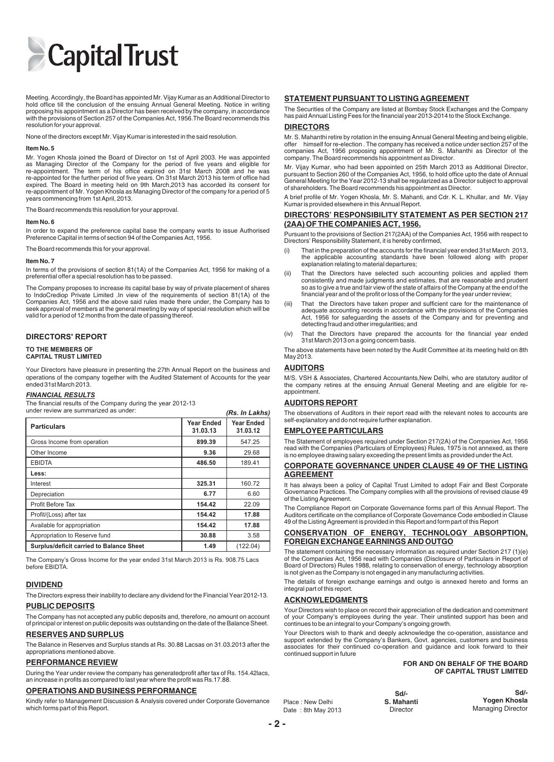Meeting. Accordingly, the Board has appointed Mr. Vijay Kumar as an Additional Director to hold office till the conclusion of the ensuing Annual General Meeting. Notice in writing proposing his appointment as a Director has been received by the company, in accordance with the provisions of Section 257 of the Companies Act, 1956.The Board recommends this resolution for your approval.

None of the directors except Mr. Vijay Kumar is interested in the said resolution.

**Item No. 5**

Mr. Yogen Khosla joined the Board of Director on 1st of April 2003. He was appointed as Managing Director of the Company for the period of five years and eligible for re-appointment. The term of his office expired on 31st March 2008 and he was re-appointed for the further period of five years. On 31st March 2013 his term of office had expired. The Board in meeting held on 9th March,2013 has accorded its consent for re-appointment of Mr. Yogen Khosla as Managing Director of the company for a period of 5 years commencing from 1st April, 2013.

The Board recommends this resolution for your approval.

**Item No. 6**

In order to expand the preference capital base the company wants to issue Authorised Preference Capital in terms of section 94 of the Companies Act, 1956.

The Board recommends this for your approval.

**Item No. 7**

In terms of the provisions of section 81(1A) of the Companies Act, 1956 for making of a preferential offer a special resolution has to be passed.

The Company proposes to increase its capital base by way of private placement of shares to IndoCrediop Private Limited .In view of the requirements of section 81(1A) of the Companies Act, 1956 and the above said rules made there under, the Company has to seek approval of members at the general meeting by way of special resolution which will be valid for a period of 12 months from the date of passing thereof.

## DIRECTORS' REPORT

**TO THE MEMBERS OF**
**CAPITAL TRUST LIMITED**

Your Directors have pleasure in presenting the 27th Annual Report on the business and operations of the company together with the Audited Statement of Accounts for the year ended 31st March 2013.

### *FINANCIAL RESULTS*

The financial results of the Company during the year 2012-13 under review are summarized as under:

*(Rs. In Lakhs)*

| Particulars | Year Ended 31.03.13 | Year Ended 31.03.12 |
|---|---|---|
| Gross Income from operation | **899.39** | 547.25 |
| Other Income | **9.36** | 29.68 |
| EBIDTA | **486.50** | 189.41 |
| **Less:** | | |
| Interest | **325.31** | 160.72 |
| Depreciation | **6.77** | 6.60 |
| Profit Before Tax | **154.42** | 22.09 |
| Profit/(Loss) after tax | **154.42** | **17.88** |
| Available for appropriation | **154.42** | **17.88** |
| Appropriation to Reserve fund | **30.88** | 3.58 |
| **Surplus/deficit carried to Balance Sheet** | **1.49** | (122.04) |

The Company's Gross Income for the year ended 31st March 2013 is Rs. 908.75 Lacs before EBIDTA.

### DIVIDEND

The Directors express their inability to declare any dividend for the Financial Year 2012-13.

### PUBLIC DEPOSITS

The Company has not accepted any public deposits and, therefore, no amount on account of principal or interest on public deposits was outstanding on the date of the Balance Sheet.

### RESERVES AND SURPLUS

The Balance in Reserves and Surplus stands at Rs. 30.88 Lacsas on 31.03.2013 after the appropriations mentioned above.

### PERFORMANCE REVIEW

During the Year under review the company has generatedprofit after tax of Rs. 154.42lacs, an increase in profits as compared to last year where the profit was Rs.17.88.

### OPERATIONS AND BUSINESS PERFORMANCE

Kindly refer to Management Discussion & Analysis covered under Corporate Governance which forms part of this Report.

### STATEMENT PURSUANT TO LISTING AGREEMENT

The Securities of the Company are listed at Bombay Stock Exchanges and the Company has paid Annual Listing Fees for the financial year 2013-2014 to the Stock Exchange.

### DIRECTORS

Mr. S. Mahanthi retire by rotation in the ensuing Annual General Meeting and being eligible, offer himself for re-election . The company has received a notice under section 257 of the companies Act, 1956 proposing appointment of Mr. S. Mahanthi as Director of the company. The Board recommends his appointment as Director.

Mr. Vijay Kumar, who had been appointed on 25th March 2013 as Additional Director, pursuant to Section 260 of the Companies Act, 1956, to hold office upto the date of Annual General Meeting for the Year 2012-13 shall be regularized as a Director subject to approval of shareholders. The Board recommends his appointment as Director.

A brief profile of Mr. Yogen Khosla, Mr. S. Mahanti, and Cdr. K. L. Khullar, and Mr. Vijay Kumar is provided elsewhere in this Annual Report.

### DIRECTORS' RESPONSIBILITY STATEMENT AS PER SECTION 217 (2AA) OF THE COMPANIES ACT, 1956.

Pursuant to the provisions of Section 217(2AA) of the Companies Act, 1956 with respect to Directors' Responsibility Statement, it is hereby confirmed,

(i) That in the preparation of the accounts for the financial year ended 31st March 2013, the applicable accounting standards have been followed along with proper explanation relating to material departures;

(ii) That the Directors have selected such accounting policies and applied them consistently and made judgments and estimates, that are reasonable and prudent so as to give a true and fair view of the state of affairs of the Company at the end of the financial year and of the profit or loss of the Company for the year under review;

(iii) That the Directors have taken proper and sufficient care for the maintenance of adequate accounting records in accordance with the provisions of the Companies Act, 1956 for safeguarding the assets of the Company and for preventing and detecting fraud and other irregularities; and

(iv) That the Directors have prepared the accounts for the financial year ended 31st March 2013 on a going concern basis.

The above statements have been noted by the Audit Committee at its meeting held on 8th May 2013.

### AUDITORS

M/S. VSH & Associates, Chartered Accountants,New Delhi, who are statutory auditor of the company retires at the ensuing Annual General Meeting and are eligible for re-appointment.

### AUDITORS REPORT

The observations of Auditors in their report read with the relevant notes to accounts are self-explanatory and do not require further explanation.

### EMPLOYEE PARTICULARS

The Statement of employees required under Section 217(2A) of the Companies Act, 1956 read with the Companies (Particulars of Employees) Rules, 1975 is not annexed, as there is no employee drawing salary exceeding the present limits as provided under the Act.

### CORPORATE GOVERNANCE UNDER CLAUSE 49 OF THE LISTING AGREEMENT

It has always been a policy of Capital Trust Limited to adopt Fair and Best Corporate Governance Practices. The Company complies with all the provisions of revised clause 49 of the Listing Agreement.

The Compliance Report on Corporate Governance forms part of this Annual Report. The Auditors certificate on the compliance of Corporate Governance Code embodied in Clause 49 of the Listing Agreement is provided in this Report and form part of this Report

### CONSERVATION OF ENERGY, TECHNOLOGY ABSORPTION, FOREIGN EXCHANGE EARNINGS AND OUTGO

The statement containing the necessary information as required under Section 217 (1)(e) of the Companies Act, 1956 read with Companies (Disclosure of Particulars in Report of Board of Directors) Rules 1988, relating to conservation of energy, technology absorption is not given as the Company is not engaged in any manufacturing activities.

The details of foreign exchange earnings and outgo is annexed hereto and forms an integral part of this report.

### ACKNOWLEDGMENTS

Your Directors wish to place on record their appreciation of the dedication and commitment of your Company's employees during the year. Their unstinted support has been and continues to be an integral to your Company's ongoing growth.

Your Directors wish to thank and deeply acknowledge the co-operation, assistance and support extended by the Company's Bankers, Govt. agencies, customers and business associates for their continued co-operation and guidance and look forward to their continued support in future

**FOR AND ON BEHALF OF THE BOARD OF CAPITAL TRUST LIMITED**

Place : New Delhi
Date : 8th May 2013

Sd/-
**S. Mahanti**
Director

Sd/-
**Yogen Khosla**
Managing Director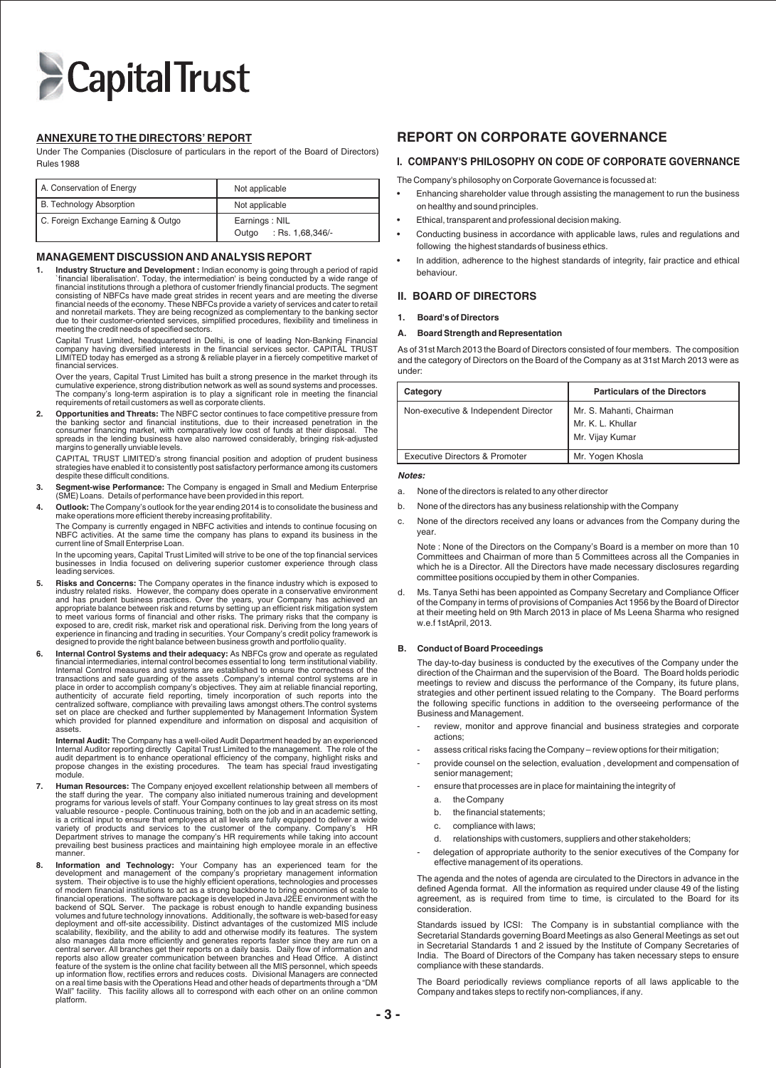Capital Trust

## ANNEXURE TO THE DIRECTORS' REPORT

Under The Companies (Disclosure of particulars in the report of the Board of Directors) Rules 1988

| A. Conservation of Energy | Not applicable |
|---|---|
| B. Technology Absorption | Not applicable |
| C. Foreign Exchange Earning & Outgo | Earnings : NIL<br>Outgo : Rs. 1,68,346/- |

## MANAGEMENT DISCUSSION AND ANALYSIS REPORT

1. **Industry Structure and Development :** Indian economy is going through a period of rapid `financial liberalisation'. Today, the intermediation' is being conducted by a wide range of financial institutions through a plethora of customer friendly financial products. The segment consisting of NBFCs have made great strides in recent years and are meeting the diverse financial needs of the economy. These NBFCs provide a variety of services and cater to retail and nonretail markets. They are being recognized as complementary to the banking sector due to their customer-oriented services, simplified procedures, flexibility and timeliness in meeting the credit needs of specified sectors.

   Capital Trust Limited, headquartered in Delhi, is one of leading Non-Banking Financial company having diversified interests in the financial services sector. CAPITAL TRUST LIMITED today has emerged as a strong & reliable player in a fiercely competitive market of financial services.

   Over the years, Capital Trust Limited has built a strong presence in the market through its cumulative experience, strong distribution network as well as sound systems and processes. The company's long-term aspiration is to play a significant role in meeting the financial requirements of retail customers as well as corporate clients.

2. **Opportunities and Threats:** The NBFC sector continues to face competitive pressure from the banking sector and financial institutions, due to their increased penetration in the consumer financing market, with comparatively low cost of funds at their disposal. The spreads in the lending business have also narrowed considerably, bringing risk-adjusted margins to generally unviable levels.

   CAPITAL TRUST LIMITED's strong financial position and adoption of prudent business strategies have enabled it to consistently post satisfactory performance among its customers despite these difficult conditions.

3. **Segment-wise Performance:** The Company is engaged in Small and Medium Enterprise (SME) Loans. Details of performance have been provided in this report.

4. **Outlook:** The Company's outlook for the year ending 2014 is to consolidate the business and make operations more efficient thereby increasing profitability.

   The Company is currently engaged in NBFC activities and intends to continue focusing on NBFC activities. At the same time the company has plans to expand its business in the current line of Small Enterprise Loan.

   In the upcoming years, Capital Trust Limited will strive to be one of the top financial services businesses in India focused on delivering superior customer experience through class leading services.

5. **Risks and Concerns:** The Company operates in the finance industry which is exposed to industry related risks. However, the company does operate in a conservative environment and has prudent business practices. Over the years, your Company has achieved an appropriate balance between risk and returns by setting up an efficient risk mitigation system to meet various forms of financial and other risks. The primary risks that the company is exposed to are, credit risk, market risk and operational risk. Deriving from the long years of experience in financing and trading in securities. Your Company's credit policy framework is designed to provide the right balance between business growth and portfolio quality.

6. **Internal Control Systems and their adequacy:** As NBFCs grow and operate as regulated financial intermediaries, internal control becomes essential to long term institutional viability. Internal Control measures and systems are established to ensure the correctness of the transactions and safe guarding of the assets .Company's internal control systems are in place in order to accomplish company's objectives. They aim at reliable financial reporting, authenticity of accurate field reporting, timely incorporation of such reports into the centralized software, compliance with prevailing laws amongst others.The control systems set on place are checked and further supplemented by Management Information System which provided for planned expenditure and information on disposal and acquisition of assets.

   **Internal Audit:** The Company has a well-oiled Audit Department headed by an experienced Internal Auditor reporting directly Capital Trust Limited to the management. The role of the audit department is to enhance operational efficiency of the company, highlight risks and propose changes in the existing procedures. The team has special fraud investigating module.

7. **Human Resources:** The Company enjoyed excellent relationship between all members of the staff during the year. The company also initiated numerous training and development programs for various levels of staff. Your Company continues to lay great stress on its most valuable resource - people. Continuous training, both on the job and in an academic setting, is a critical input to ensure that employees at all levels are fully equipped to deliver a wide variety of products and services to the customer of the company. Company's HR Department strives to manage the company's HR requirements while taking into account prevailing best business practices and maintaining high employee morale in an effective manner.

8. **Information and Technology:** Your Company has an experienced team for the development and management of the company's proprietary management information system. Their objective is to use the highly efficient operations, technologies and processes of modern financial institutions to act as a strong backbone to bring economies of scale to financial operations. The software package is developed in Java J2EE environment with the backend of SQL Server. The package is robust enough to handle expanding business volumes and future technology innovations. Additionally, the software is web-based for easy deployment and off-site accessibility. Distinct advantages of the customized MIS include scalability, flexibility, and the ability to add and otherwise modify its features. The system also manages data more efficiently and generates reports faster since they are run on a central server. All branches get their reports on a daily basis. Daily flow of information and reports also allow greater communication between branches and Head Office. A distinct feature of the system is the online chat facility between all the MIS personnel, which speeds up information flow, rectifies errors and reduces costs. Divisional Managers are connected on a real time basis with the Operations Head and other heads of departments through a "DM Wall" facility. This facility allows all to correspond with each other on an online common platform.

# REPORT ON CORPORATE GOVERNANCE

## I. COMPANY'S PHILOSOPHY ON CODE OF CORPORATE GOVERNANCE

The Company's philosophy on Corporate Governance is focussed at:

- Enhancing shareholder value through assisting the management to run the business on healthy and sound principles.
- Ethical, transparent and professional decision making.
- Conducting business in accordance with applicable laws, rules and regulations and following the highest standards of business ethics.
- In addition, adherence to the highest standards of integrity, fair practice and ethical behaviour.

## II. BOARD OF DIRECTORS

### 1. Board's of Directors

#### A. Board Strength and Representation

As of 31st March 2013 the Board of Directors consisted of four members. The composition and the category of Directors on the Board of the Company as at 31st March 2013 were as under:

| Category | Particulars of the Directors |
|---|---|
| Non-executive & Independent Director | Mr. S. Mahanti, Chairman<br>Mr. K. L. Khullar<br>Mr. Vijay Kumar |
| Executive Directors & Promoter | Mr. Yogen Khosla |

***Notes:***

a. None of the directors is related to any other director

b. None of the directors has any business relationship with the Company

c. None of the directors received any loans or advances from the Company during the year.

   Note : None of the Directors on the Company's Board is a member on more than 10 Committees and Chairman of more than 5 Committees across all the Companies in which he is a Director. All the Directors have made necessary disclosures regarding committee positions occupied by them in other Companies.

d. Ms. Tanya Sethi has been appointed as Company Secretary and Compliance Officer of the Company in terms of provisions of Companies Act 1956 by the Board of Director at their meeting held on 9th March 2013 in place of Ms Leena Sharma who resigned w.e.f 1stApril, 2013.

#### B. Conduct of Board Proceedings

The day-to-day business is conducted by the executives of the Company under the direction of the Chairman and the supervision of the Board. The Board holds periodic meetings to review and discuss the performance of the Company, its future plans, strategies and other pertinent issued relating to the Company. The Board performs the following specific functions in addition to the overseeing performance of the Business and Management.

- review, monitor and approve financial and business strategies and corporate actions;
- assess critical risks facing the Company – review options for their mitigation;
- provide counsel on the selection, evaluation , development and compensation of senior management;
- ensure that processes are in place for maintaining the integrity of
  a. the Company
  b. the financial statements;
  c. compliance with laws;
  d. relationships with customers, suppliers and other stakeholders;
- delegation of appropriate authority to the senior executives of the Company for effective management of its operations.

The agenda and the notes of agenda are circulated to the Directors in advance in the defined Agenda format. All the information as required under clause 49 of the listing agreement, as is required from time to time, is circulated to the Board for its consideration.

Standards issued by ICSI: The Company is in substantial compliance with the Secretarial Standards governing Board Meetings as also General Meetings as set out in Secretarial Standards 1 and 2 issued by the Institute of Company Secretaries of India. The Board of Directors of the Company has taken necessary steps to ensure compliance with these standards.

The Board periodically reviews compliance reports of all laws applicable to the Company and takes steps to rectify non-compliances, if any.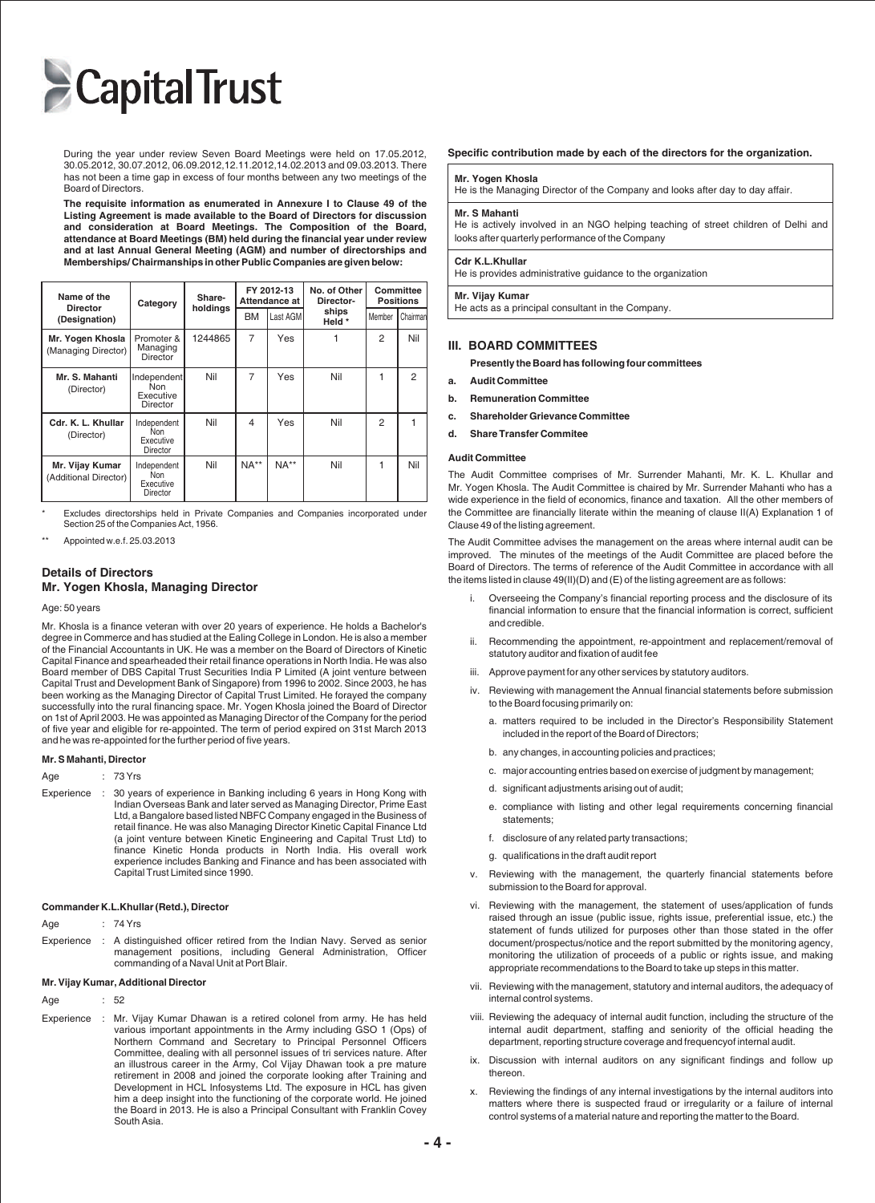During the year under review Seven Board Meetings were held on 17.05.2012, 30.05.2012, 30.07.2012, 06.09.2012,12.11.2012,14.02.2013 and 09.03.2013. There has not been a time gap in excess of four months between any two meetings of the Board of Directors.

**The requisite information as enumerated in Annexure I to Clause 49 of the Listing Agreement is made available to the Board of Directors for discussion and consideration at Board Meetings. The Composition of the Board, attendance at Board Meetings (BM) held during the financial year under review and at last Annual General Meeting (AGM) and number of directorships and Memberships/ Chairmanships in other Public Companies are given below:**

| Name of the Director (Designation) | Category | Share-holdings | FY 2012-13 Attendance at | | No. of Other Director-ships Held * | Committee Positions | |
|---|---|---|---|---|---|---|---|
| | | | BM | Last AGM | | Member | Chairman |
| **Mr. Yogen Khosla** (Managing Director) | Promoter & Managing Director | 1244865 | 7 | Yes | 1 | 2 | Nil |
| **Mr. S. Mahanti** (Director) | Independent Non Executive Director | Nil | 7 | Yes | Nil | 1 | 2 |
| **Cdr. K. L. Khullar** (Director) | Independent Non Executive Director | Nil | 4 | Yes | Nil | 2 | 1 |
| **Mr. Vijay Kumar** (Additional Director) | Independent Non Executive Director | Nil | NA** | NA** | Nil | 1 | Nil |

\* Excludes directorships held in Private Companies and Companies incorporated under Section 25 of the Companies Act, 1956.

\*\* Appointed w.e.f. 25.03.2013

## Details of Directors

### Mr. Yogen Khosla, Managing Director

Age: 50 years

Mr. Khosla is a finance veteran with over 20 years of experience. He holds a Bachelor's degree in Commerce and has studied at the Ealing College in London. He is also a member of the Financial Accountants in UK. He was a member on the Board of Directors of Kinetic Capital Finance and spearheaded their retail finance operations in North India. He was also Board member of DBS Capital Trust Securities India P Limited (A joint venture between Capital Trust and Development Bank of Singapore) from 1996 to 2002. Since 2003, he has been working as the Managing Director of Capital Trust Limited. He forayed the company successfully into the rural financing space. Mr. Yogen Khosla joined the Board of Director on 1st of April 2003. He was appointed as Managing Director of the Company for the period of five year and eligible for re-appointed. The term of period expired on 31st March 2013 and he was re-appointed for the further period of five years.

**Mr. S Mahanti, Director**

Age : 73 Yrs

Experience : 30 years of experience in Banking including 6 years in Hong Kong with Indian Overseas Bank and later served as Managing Director, Prime East Ltd, a Bangalore based listed NBFC Company engaged in the Business of retail finance. He was also Managing Director Kinetic Capital Finance Ltd (a joint venture between Kinetic Engineering and Capital Trust Ltd) to finance Kinetic Honda products in North India. His overall work experience includes Banking and Finance and has been associated with Capital Trust Limited since 1990.

**Commander K.L.Khullar (Retd.), Director**

Age : 74 Yrs

Experience : A distinguished officer retired from the Indian Navy. Served as senior management positions, including General Administration, Officer commanding of a Naval Unit at Port Blair.

**Mr. Vijay Kumar, Additional Director**

Age : 52

Experience : Mr. Vijay Kumar Dhawan is a retired colonel from army. He has held various important appointments in the Army including GSO 1 (Ops) of Northern Command and Secretary to Principal Personnel Officers Committee, dealing with all personnel issues of tri services nature. After an illustrous career in the Army, Col Vijay Dhawan took a pre mature retirement in 2008 and joined the corporate looking after Training and Development in HCL Infosystems Ltd. The exposure in HCL has given him a deep insight into the functioning of the corporate world. He joined the Board in 2013. He is also a Principal Consultant with Franklin Covey South Asia.

**Specific contribution made by each of the directors for the organization.**

**Mr. Yogen Khosla**
He is the Managing Director of the Company and looks after day to day affair.

**Mr. S Mahanti**
He is actively involved in an NGO helping teaching of street children of Delhi and looks after quarterly performance of the Company

**Cdr K.L.Khullar**
He is provides administrative guidance to the organization

**Mr. Vijay Kumar**
He acts as a principal consultant in the Company.

## III. BOARD COMMITTEES

**Presently the Board has following four committees**

- **a. Audit Committee**
- **b. Remuneration Committee**
- **c. Shareholder Grievance Committee**
- **d. Share Transfer Commitee**

**Audit Committee**

The Audit Committee comprises of Mr. Surrender Mahanti, Mr. K. L. Khullar and Mr. Yogen Khosla. The Audit Committee is chaired by Mr. Surrender Mahanti who has a wide experience in the field of economics, finance and taxation. All the other members of the Committee are financially literate within the meaning of clause II(A) Explanation 1 of Clause 49 of the listing agreement.

The Audit Committee advises the management on the areas where internal audit can be improved. The minutes of the meetings of the Audit Committee are placed before the Board of Directors. The terms of reference of the Audit Committee in accordance with all the items listed in clause 49(II)(D) and (E) of the listing agreement are as follows:

i. Overseeing the Company's financial reporting process and the disclosure of its financial information to ensure that the financial information is correct, sufficient and credible.

ii. Recommending the appointment, re-appointment and replacement/removal of statutory auditor and fixation of audit fee

iii. Approve payment for any other services by statutory auditors.

iv. Reviewing with management the Annual financial statements before submission to the Board focusing primarily on:

   a. matters required to be included in the Director's Responsibility Statement included in the report of the Board of Directors;

   b. any changes, in accounting policies and practices;

   c. major accounting entries based on exercise of judgment by management;

   d. significant adjustments arising out of audit;

   e. compliance with listing and other legal requirements concerning financial statements;

   f. disclosure of any related party transactions;

   g. qualifications in the draft audit report

v. Reviewing with the management, the quarterly financial statements before submission to the Board for approval.

vi. Reviewing with the management, the statement of uses/application of funds raised through an issue (public issue, rights issue, preferential issue, etc.) the statement of funds utilized for purposes other than those stated in the offer document/prospectus/notice and the report submitted by the monitoring agency, monitoring the utilization of proceeds of a public or rights issue, and making appropriate recommendations to the Board to take up steps in this matter.

vii. Reviewing with the management, statutory and internal auditors, the adequacy of internal control systems.

viii. Reviewing the adequacy of internal audit function, including the structure of the internal audit department, staffing and seniority of the official heading the department, reporting structure coverage and frequencyof internal audit.

ix. Discussion with internal auditors on any significant findings and follow up thereon.

x. Reviewing the findings of any internal investigations by the internal auditors into matters where there is suspected fraud or irregularity or a failure of internal control systems of a material nature and reporting the matter to the Board.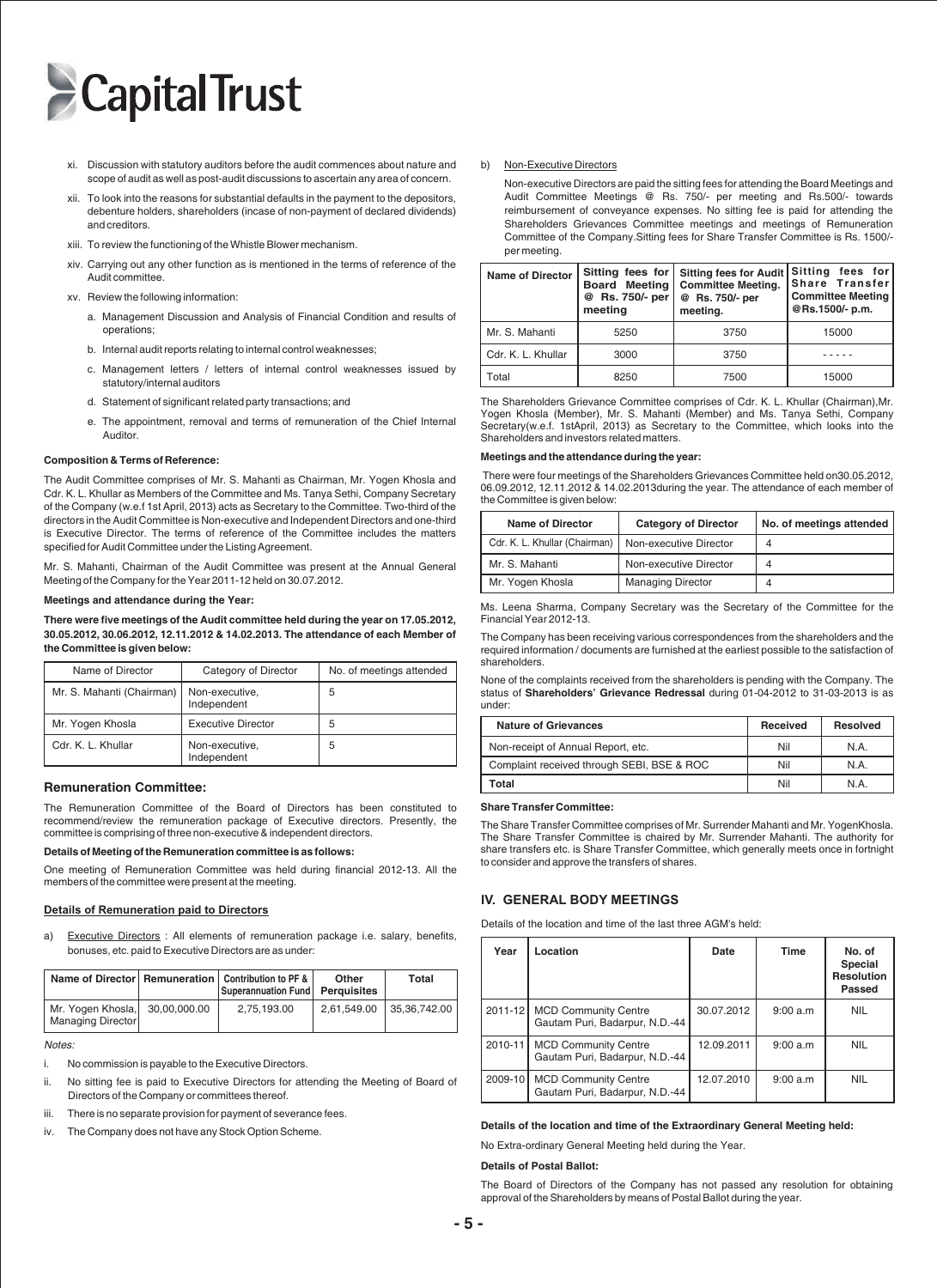xi. Discussion with statutory auditors before the audit commences about nature and scope of audit as well as post-audit discussions to ascertain any area of concern.

xii. To look into the reasons for substantial defaults in the payment to the depositors, debenture holders, shareholders (incase of non-payment of declared dividends) and creditors.

xiii. To review the functioning of the Whistle Blower mechanism.

xiv. Carrying out any other function as is mentioned in the terms of reference of the Audit committee.

xv. Review the following information:

a. Management Discussion and Analysis of Financial Condition and results of operations;

b. Internal audit reports relating to internal control weaknesses;

c. Management letters / letters of internal control weaknesses issued by statutory/internal auditors

d. Statement of significant related party transactions; and

e. The appointment, removal and terms of remuneration of the Chief Internal Auditor.

**Composition & Terms of Reference:**

The Audit Committee comprises of Mr. S. Mahanti as Chairman, Mr. Yogen Khosla and Cdr. K. L. Khullar as Members of the Committee and Ms. Tanya Sethi, Company Secretary of the Company (w.e.f 1st April, 2013) acts as Secretary to the Committee. Two-third of the directors in the Audit Committee is Non-executive and Independent Directors and one-third is Executive Director. The terms of reference of the Committee includes the matters specified for Audit Committee under the Listing Agreement.

Mr. S. Mahanti, Chairman of the Audit Committee was present at the Annual General Meeting of the Company for the Year 2011-12 held on 30.07.2012.

**Meetings and attendance during the Year:**

**There were five meetings of the Audit committee held during the year on 17.05.2012, 30.05.2012, 30.06.2012, 12.11.2012 & 14.02.2013. The attendance of each Member of the Committee is given below:**

| Name of Director | Category of Director | No. of meetings attended |
|---|---|---|
| Mr. S. Mahanti (Chairman) | Non-executive, Independent | 5 |
| Mr. Yogen Khosla | Executive Director | 5 |
| Cdr. K. L. Khullar | Non-executive, Independent | 5 |

### Remuneration Committee:

The Remuneration Committee of the Board of Directors has been constituted to recommend/review the remuneration package of Executive directors. Presently, the committee is comprising of three non-executive & independent directors.

**Details of Meeting of the Remuneration committee is as follows:**

One meeting of Remuneration Committee was held during financial 2012-13. All the members of the committee were present at the meeting.

**Details of Remuneration paid to Directors**

a) Executive Directors : All elements of remuneration package i.e. salary, benefits, bonuses, etc. paid to Executive Directors are as under:

| Name of Director | Remuneration | Contribution to PF & Superannuation Fund | Other Perquisites | Total |
|---|---|---|---|---|
| Mr. Yogen Khosla, Managing Director | 30,00,000.00 | 2,75,193.00 | 2,61,549.00 | 35,36,742.00 |

*Notes:*

i. No commission is payable to the Executive Directors.

ii. No sitting fee is paid to Executive Directors for attending the Meeting of Board of Directors of the Company or committees thereof.

iii. There is no separate provision for payment of severance fees.

iv. The Company does not have any Stock Option Scheme.

b) Non-Executive Directors

Non-executive Directors are paid the sitting fees for attending the Board Meetings and Audit Committee Meetings @ Rs. 750/- per meeting and Rs.500/- towards reimbursement of conveyance expenses. No sitting fee is paid for attending the Shareholders Grievances Committee meetings and meetings of Remuneration Committee of the Company.Sitting fees for Share Transfer Committee is Rs. 1500/- per meeting.

| Name of Director | Sitting fees for Board Meeting @ Rs. 750/- per meeting | Sitting fees for Audit Committee Meeting. @ Rs. 750/- per meeting. | Sitting fees for Share Transfer Committee Meeting @Rs.1500/- p.m. |
|---|---|---|---|
| Mr. S. Mahanti | 5250 | 3750 | 15000 |
| Cdr. K. L. Khullar | 3000 | 3750 | - - - - - |
| Total | 8250 | 7500 | 15000 |

The Shareholders Grievance Committee comprises of Cdr. K. L. Khullar (Chairman),Mr. Yogen Khosla (Member), Mr. S. Mahanti (Member) and Ms. Tanya Sethi, Company Secretary(w.e.f. 1stApril, 2013) as Secretary to the Committee, which looks into the Shareholders and investors related matters.

**Meetings and the attendance during the year:**

There were four meetings of the Shareholders Grievances Committee held on30.05.2012, 06.09.2012, 12.11.2012 & 14.02.2013during the year. The attendance of each member of the Committee is given below:

| Name of Director | Category of Director | No. of meetings attended |
|---|---|---|
| Cdr. K. L. Khullar (Chairman) | Non-executive Director | 4 |
| Mr. S. Mahanti | Non-executive Director | 4 |
| Mr. Yogen Khosla | Managing Director | 4 |

Ms. Leena Sharma, Company Secretary was the Secretary of the Committee for the Financial Year 2012-13.

The Company has been receiving various correspondences from the shareholders and the required information / documents are furnished at the earliest possible to the satisfaction of shareholders.

None of the complaints received from the shareholders is pending with the Company. The status of **Shareholders' Grievance Redressal** during 01-04-2012 to 31-03-2013 is as under:

| Nature of Grievances | Received | Resolved |
|---|---|---|
| Non-receipt of Annual Report, etc. | Nil | N.A. |
| Complaint received through SEBI, BSE & ROC | Nil | N.A. |
| **Total** | Nil | N.A. |

**Share Transfer Committee:**

The Share Transfer Committee comprises of Mr. Surrender Mahanti and Mr. YogenKhosla. The Share Transfer Committee is chaired by Mr. Surrender Mahanti. The authority for share transfers etc. is Share Transfer Committee, which generally meets once in fortnight to consider and approve the transfers of shares.

## IV. GENERAL BODY MEETINGS

Details of the location and time of the last three AGM's held:

| Year | Location | Date | Time | No. of Special Resolution Passed |
|---|---|---|---|---|
| 2011-12 | MCD Community Centre Gautam Puri, Badarpur, N.D.-44 | 30.07.2012 | 9:00 a.m | NIL |
| 2010-11 | MCD Community Centre Gautam Puri, Badarpur, N.D.-44 | 12.09.2011 | 9:00 a.m | NIL |
| 2009-10 | MCD Community Centre Gautam Puri, Badarpur, N.D.-44 | 12.07.2010 | 9:00 a.m | NIL |

**Details of the location and time of the Extraordinary General Meeting held:**

No Extra-ordinary General Meeting held during the Year.

**Details of Postal Ballot:**

The Board of Directors of the Company has not passed any resolution for obtaining approval of the Shareholders by means of Postal Ballot during the year.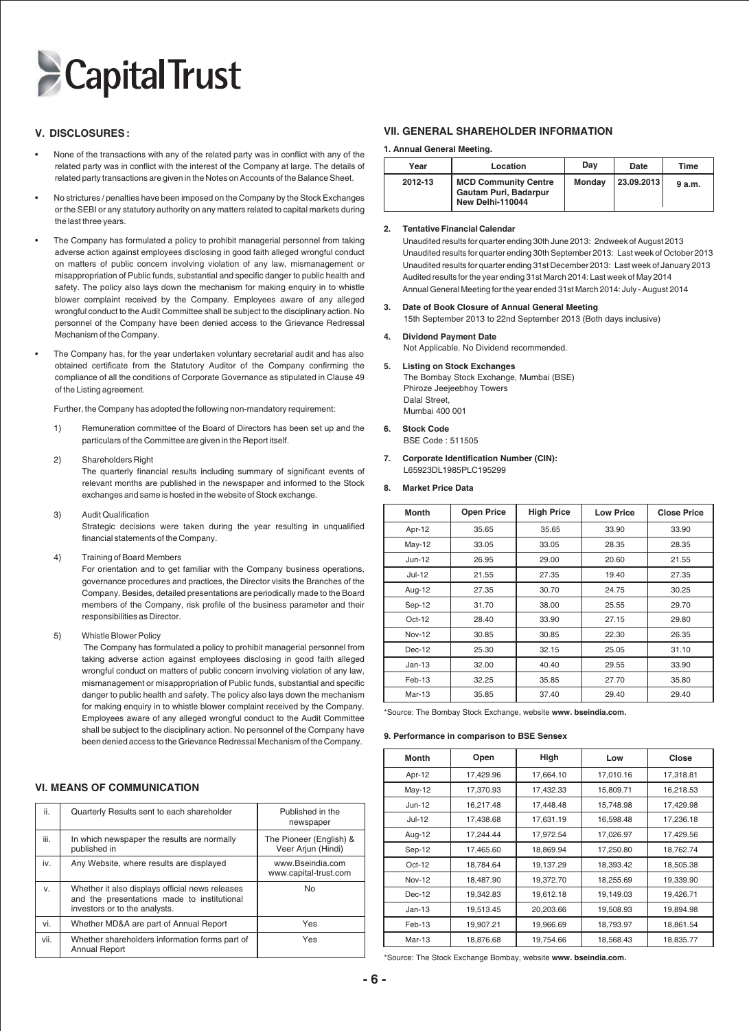## V. DISCLOSURES :

- None of the transactions with any of the related party was in conflict with any of the related party was in conflict with the interest of the Company at large. The details of related party transactions are given in the Notes on Accounts of the Balance Sheet.
- No strictures / penalties have been imposed on the Company by the Stock Exchanges or the SEBI or any statutory authority on any matters related to capital markets during the last three years.
- The Company has formulated a policy to prohibit managerial personnel from taking adverse action against employees disclosing in good faith alleged wrongful conduct on matters of public concern involving violation of any law, mismanagement or misappropriation of Public funds, substantial and specific danger to public health and safety. The policy also lays down the mechanism for making enquiry in to whistle blower complaint received by the Company. Employees aware of any alleged wrongful conduct to the Audit Committee shall be subject to the disciplinary action. No personnel of the Company have been denied access to the Grievance Redressal Mechanism of the Company.
- The Company has, for the year undertaken voluntary secretarial audit and has also obtained certificate from the Statutory Auditor of the Company confirming the compliance of all the conditions of Corporate Governance as stipulated in Clause 49 of the Listing agreement.

Further, the Company has adopted the following non-mandatory requirement:

1) Remuneration committee of the Board of Directors has been set up and the particulars of the Committee are given in the Report itself.

2) Shareholders Right
The quarterly financial results including summary of significant events of relevant months are published in the newspaper and informed to the Stock exchanges and same is hosted in the website of Stock exchange.

3) Audit Qualification
Strategic decisions were taken during the year resulting in unqualified financial statements of the Company.

4) Training of Board Members
For orientation and to get familiar with the Company business operations, governance procedures and practices, the Director visits the Branches of the Company. Besides, detailed presentations are periodically made to the Board members of the Company, risk profile of the business parameter and their responsibilities as Director.

5) Whistle Blower Policy
The Company has formulated a policy to prohibit managerial personnel from taking adverse action against employees disclosing in good faith alleged wrongful conduct on matters of public concern involving violation of any law, mismanagement or misappropriation of Public funds, substantial and specific danger to public health and safety. The policy also lays down the mechanism for making enquiry in to whistle blower complaint received by the Company. Employees aware of any alleged wrongful conduct to the Audit Committee shall be subject to the disciplinary action. No personnel of the Company have been denied access to the Grievance Redressal Mechanism of the Company.

## VI. MEANS OF COMMUNICATION

| | | |
|---|---|---|
| ii. | Quarterly Results sent to each shareholder | Published in the newspaper |
| iii. | In which newspaper the results are normally published in | The Pioneer (English) & Veer Arjun (Hindi) |
| iv. | Any Website, where results are displayed | www.Bseindia.com www.capital-trust.com |
| v. | Whether it also displays official news releases and the presentations made to institutional investors or to the analysts. | No |
| vi. | Whether MD&A are part of Annual Report | Yes |
| vii. | Whether shareholders information forms part of Annual Report | Yes |

## VII. GENERAL SHAREHOLDER INFORMATION

**1. Annual General Meeting.**

| Year | Location | Day | Date | Time |
|---|---|---|---|---|
| 2012-13 | **MCD Community Centre Gautam Puri, Badarpur New Delhi-110044** | Monday | 23.09.2013 | 9 a.m. |

**2. Tentative Financial Calendar**

Unaudited results for quarter ending 30th June 2013: 2ndweek of August 2013
Unaudited results for quarter ending 30th September 2013: Last week of October 2013
Unaudited results for quarter ending 31st December 2013: Last week of January 2013
Audited results for the year ending 31st March 2014: Last week of May 2014
Annual General Meeting for the year ended 31st March 2014: July - August 2014

**3. Date of Book Closure of Annual General Meeting**

15th September 2013 to 22nd September 2013 (Both days inclusive)

**4. Dividend Payment Date**

Not Applicable. No Dividend recommended.

**5. Listing on Stock Exchanges**

The Bombay Stock Exchange, Mumbai (BSE)
Phiroze Jeejeebhoy Towers
Dalal Street,
Mumbai 400 001

**6. Stock Code**

BSE Code : 511505

**7. Corporate Identification Number (CIN):**

L65923DL1985PLC195299

**8. Market Price Data**

| Month | Open Price | High Price | Low Price | Close Price |
|---|---|---|---|---|
| Apr-12 | 35.65 | 35.65 | 33.90 | 33.90 |
| May-12 | 33.05 | 33.05 | 28.35 | 28.35 |
| Jun-12 | 26.95 | 29.00 | 20.60 | 21.55 |
| Jul-12 | 21.55 | 27.35 | 19.40 | 27.35 |
| Aug-12 | 27.35 | 30.70 | 24.75 | 30.25 |
| Sep-12 | 31.70 | 38.00 | 25.55 | 29.70 |
| Oct-12 | 28.40 | 33.90 | 27.15 | 29.80 |
| Nov-12 | 30.85 | 30.85 | 22.30 | 26.35 |
| Dec-12 | 25.30 | 32.15 | 25.05 | 31.10 |
| Jan-13 | 32.00 | 40.40 | 29.55 | 33.90 |
| Feb-13 | 32.25 | 35.85 | 27.70 | 35.80 |
| Mar-13 | 35.85 | 37.40 | 29.40 | 29.40 |

*Source: The Bombay Stock Exchange, website **www. bseindia.com.**

**9. Performance in comparison to BSE Sensex**

| Month | Open | High | Low | Close |
|---|---|---|---|---|
| Apr-12 | 17,429.96 | 17,664.10 | 17,010.16 | 17,318.81 |
| May-12 | 17,370.93 | 17,432.33 | 15,809.71 | 16,218.53 |
| Jun-12 | 16,217.48 | 17,448.48 | 15,748.98 | 17,429.98 |
| Jul-12 | 17,438.68 | 17,631.19 | 16,598.48 | 17,236.18 |
| Aug-12 | 17,244.44 | 17,972.54 | 17,026.97 | 17,429.56 |
| Sep-12 | 17,465.60 | 18,869.94 | 17,250.80 | 18,762.74 |
| Oct-12 | 18,784.64 | 19,137.29 | 18,393.42 | 18,505.38 |
| Nov-12 | 18,487.90 | 19,372.70 | 18,255.69 | 19,339.90 |
| Dec-12 | 19,342.83 | 19,612.18 | 19,149.03 | 19,426.71 |
| Jan-13 | 19,513.45 | 20,203.66 | 19,508.93 | 19,894.98 |
| Feb-13 | 19,907.21 | 19,966.69 | 18,793.97 | 18,861.54 |
| Mar-13 | 18,876.68 | 19,754.66 | 18,568.43 | 18,835.77 |

*Source: The Stock Exchange Bombay, website **www. bseindia.com.**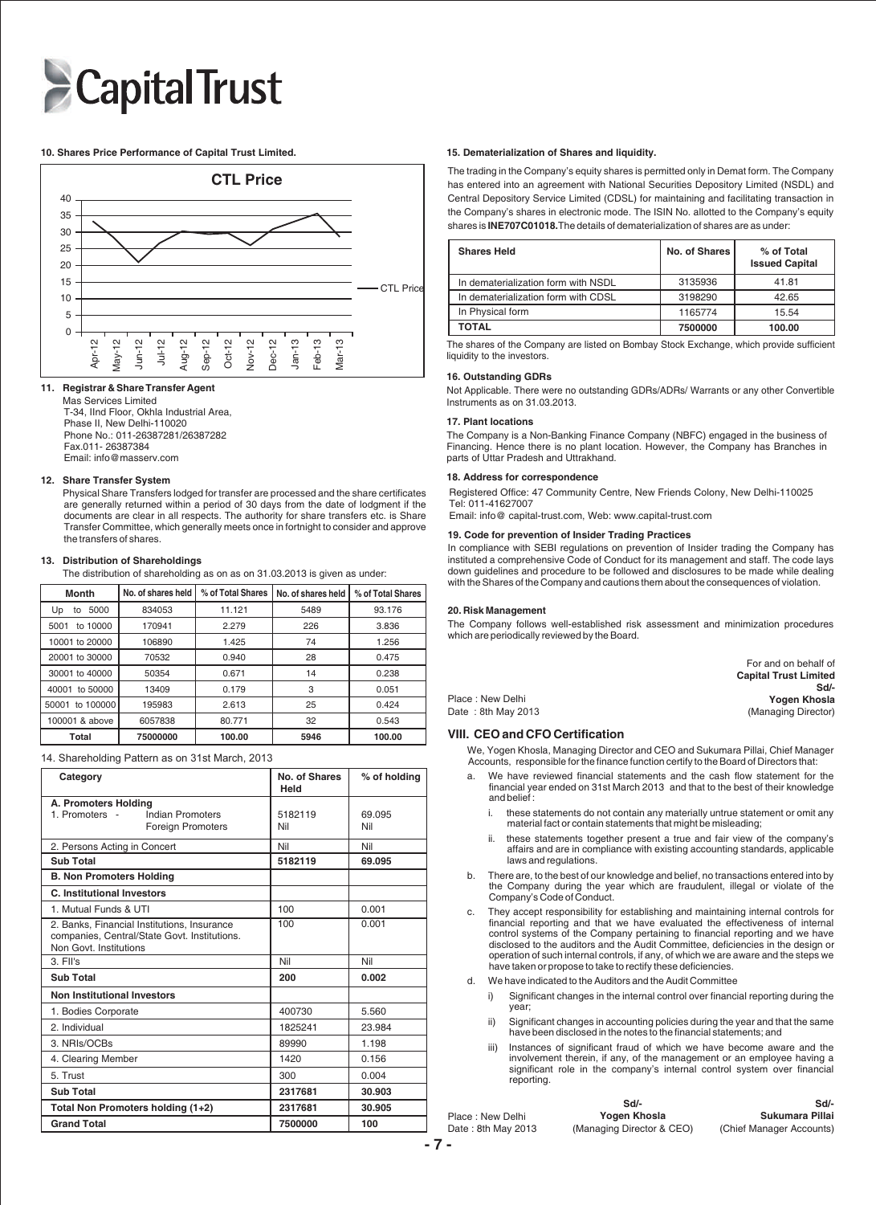# Capital Trust

**10. Shares Price Performance of Capital Trust Limited.**

**11. Registrar & Share Transfer Agent**

Mas Services Limited
T-34, IInd Floor, Okhla Industrial Area,
Phase II, New Delhi-110020
Phone No.: 011-26387281/26387282
Fax.011- 26387384
Email: info@masserv.com

**12. Share Transfer System**

Physical Share Transfers lodged for transfer are processed and the share certificates are generally returned within a period of 30 days from the date of lodgment if the documents are clear in all respects. The authority for share transfers etc. is Share Transfer Committee, which generally meets once in fortnight to consider and approve the transfers of shares.

**13. Distribution of Shareholdings**

The distribution of shareholding as on as on 31.03.2013 is given as under:

| Month | No. of shares held | % of Total Shares | No. of shares held | % of Total Shares |
|---|---|---|---|---|
| Up to 5000 | 834053 | 11.121 | 5489 | 93.176 |
| 5001 to 10000 | 170941 | 2.279 | 226 | 3.836 |
| 10001 to 20000 | 106890 | 1.425 | 74 | 1.256 |
| 20001 to 30000 | 70532 | 0.940 | 28 | 0.475 |
| 30001 to 40000 | 50354 | 0.671 | 14 | 0.238 |
| 40001 to 50000 | 13409 | 0.179 | 3 | 0.051 |
| 50001 to 100000 | 195983 | 2.613 | 25 | 0.424 |
| 100001 & above | 6057838 | 80.771 | 32 | 0.543 |
| **Total** | **75000000** | **100.00** | **5946** | **100.00** |

14. Shareholding Pattern as on 31st March, 2013

| Category | No. of Shares Held | % of holding |
|---|---|---|
| **A. Promoters Holding** | | |
| 1. Promoters - Indian Promoters | 5182119 | 69.095 |
| Foreign Promoters | Nil | Nil |
| 2. Persons Acting in Concert | Nil | Nil |
| **Sub Total** | **5182119** | **69.095** |
| **B. Non Promoters Holding** | | |
| **C. Institutional Investors** | | |
| 1. Mutual Funds & UTI | 100 | 0.001 |
| 2. Banks, Financial Institutions, Insurance companies, Central/State Govt. Institutions. Non Govt. Institutions | 100 | 0.001 |
| 3. FII's | Nil | Nil |
| **Sub Total** | **200** | **0.002** |
| **Non Institutional Investors** | | |
| 1. Bodies Corporate | 400730 | 5.560 |
| 2. Individual | 1825241 | 23.984 |
| 3. NRIs/OCBs | 89990 | 1.198 |
| 4. Clearing Member | 1420 | 0.156 |
| 5. Trust | 300 | 0.004 |
| **Sub Total** | **2317681** | **30.903** |
| **Total Non Promoters holding (1+2)** | **2317681** | **30.905** |
| **Grand Total** | **7500000** | **100** |

**15. Dematerialization of Shares and liquidity.**

The trading in the Company's equity shares is permitted only in Demat form. The Company has entered into an agreement with National Securities Depository Limited (NSDL) and Central Depository Service Limited (CDSL) for maintaining and facilitating transaction in the Company's shares in electronic mode. The ISIN No. allotted to the Company's equity shares is **INE707C01018.** The details of dematerialization of shares are as under:

| Shares Held | No. of Shares | % of Total Issued Capital |
|---|---|---|
| In dematerialization form with NSDL | 3135936 | 41.81 |
| In dematerialization form with CDSL | 3198290 | 42.65 |
| In Physical form | 1165774 | 15.54 |
| **TOTAL** | **7500000** | **100.00** |

The shares of the Company are listed on Bombay Stock Exchange, which provide sufficient liquidity to the investors.

**16. Outstanding GDRs**

Not Applicable. There were no outstanding GDRs/ADRs/ Warrants or any other Convertible Instruments as on 31.03.2013.

**17. Plant locations**

The Company is a Non-Banking Finance Company (NBFC) engaged in the business of Financing. Hence there is no plant location. However, the Company has Branches in parts of Uttar Pradesh and Uttrakhand.

**18. Address for correspondence**

Registered Office: 47 Community Centre, New Friends Colony, New Delhi-110025
Tel: 011-41627007
Email: info@ capital-trust.com, Web: www.capital-trust.com

**19. Code for prevention of Insider Trading Practices**

In compliance with SEBI regulations on prevention of Insider trading the Company has instituted a comprehensive Code of Conduct for its management and staff. The code lays down guidelines and procedure to be followed and disclosures to be made while dealing with the Shares of the Company and cautions them about the consequences of violation.

**20. Risk Management**

The Company follows well-established risk assessment and minimization procedures which are periodically reviewed by the Board.

For and on behalf of
**Capital Trust Limited**
**Sd/-**
**Yogen Khosla**
(Managing Director)

Place : New Delhi
Date : 8th May 2013

## VIII. CEO and CFO Certification

We, Yogen Khosla, Managing Director and CEO and Sukumara Pillai, Chief Manager Accounts, responsible for the finance function certify to the Board of Directors that:

a. We have reviewed financial statements and the cash flow statement for the financial year ended on 31st March 2013 and that to the best of their knowledge and belief :

   i. these statements do not contain any materially untrue statement or omit any material fact or contain statements that might be misleading;

   ii. these statements together present a true and fair view of the company's affairs and are in compliance with existing accounting standards, applicable laws and regulations.

b. There are, to the best of our knowledge and belief, no transactions entered into by the Company during the year which are fraudulent, illegal or violate of the Company's Code of Conduct.

c. They accept responsibility for establishing and maintaining internal controls for financial reporting and that we have evaluated the effectiveness of internal control systems of the Company pertaining to financial reporting and we have disclosed to the auditors and the Audit Committee, deficiencies in the design or operation of such internal controls, if any, of which we are aware and the steps we have taken or propose to take to rectify these deficiencies.

d. We have indicated to the Auditors and the Audit Committee

   i) Significant changes in the internal control over financial reporting during the year;

   ii) Significant changes in accounting policies during the year and that the same have been disclosed in the notes to the financial statements; and

   iii) Instances of significant fraud of which we have become aware and the involvement therein, if any, of the management or an employee having a significant role in the company's internal control system over financial reporting.

Place : New Delhi
Date : 8th May 2013

**Sd/-**
**Yogen Khosla**
(Managing Director & CEO)

**Sd/-**
**Sukumara Pillai**
(Chief Manager Accounts)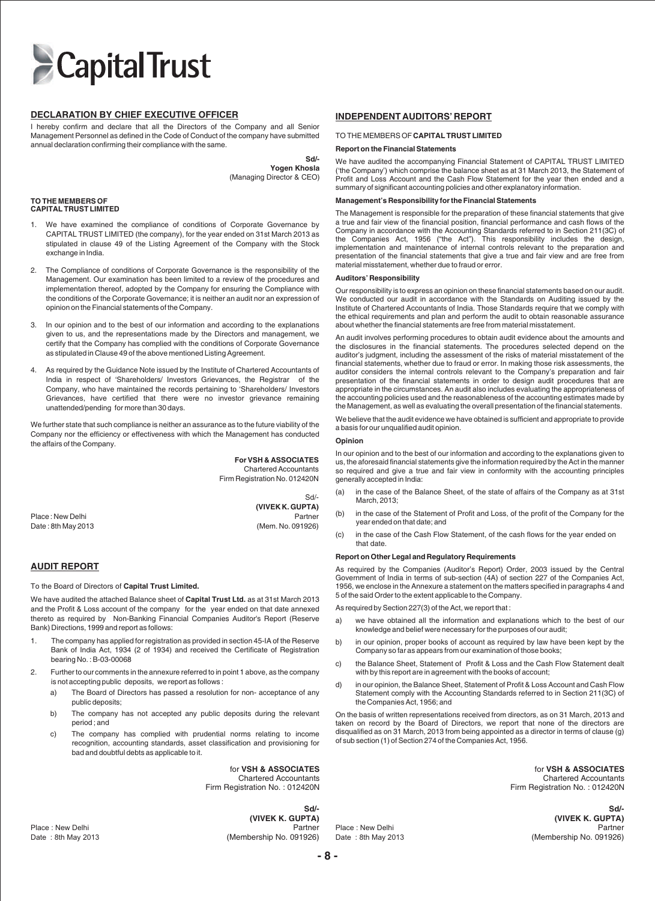# Capital Trust

## DECLARATION BY CHIEF EXECUTIVE OFFICER

I hereby confirm and declare that all the Directors of the Company and all Senior Management Personnel as defined in the Code of Conduct of the company have submitted annual declaration confirming their compliance with the same.

**Sd/-**
**Yogen Khosla**
(Managing Director & CEO)

**TO THE MEMBERS OF**
**CAPITAL TRUST LIMITED**

1. We have examined the compliance of conditions of Corporate Governance by CAPITAL TRUST LIMITED (the company), for the year ended on 31st March 2013 as stipulated in clause 49 of the Listing Agreement of the Company with the Stock exchange in India.
2. The Compliance of conditions of Corporate Governance is the responsibility of the Management. Our examination has been limited to a review of the procedures and implementation thereof, adopted by the Company for ensuring the Compliance with the conditions of the Corporate Governance; it is neither an audit nor an expression of opinion on the Financial statements of the Company.
3. In our opinion and to the best of our information and according to the explanations given to us, and the representations made by the Directors and management, we certify that the Company has complied with the conditions of Corporate Governance as stipulated in Clause 49 of the above mentioned Listing Agreement.
4. As required by the Guidance Note issued by the Institute of Chartered Accountants of India in respect of 'Shareholders/ Investors Grievances, the Registrar of the Company, who have maintained the records pertaining to 'Shareholders/ Investors Grievances, have certified that there were no investor grievance remaining unattended/pending for more than 30 days.

We further state that such compliance is neither an assurance as to the future viability of the Company nor the efficiency or effectiveness with which the Management has conducted the affairs of the Company.

**For VSH & ASSOCIATES**
Chartered Accountants
Firm Registration No. 012420N

Sd/-
**(VIVEK K. GUPTA)**
Partner
(Mem. No. 091926)

Place : New Delhi
Date : 8th May 2013

## AUDIT REPORT

To the Board of Directors of **Capital Trust Limited.**

We have audited the attached Balance sheet of **Capital Trust Ltd.** as at 31st March 2013 and the Profit & Loss account of the company for the year ended on that date annexed thereto as required by Non-Banking Financial Companies Auditor's Report (Reserve Bank) Directions, 1999 and report as follows:

1. The company has applied for registration as provided in section 45-IA of the Reserve Bank of India Act, 1934 (2 of 1934) and received the Certificate of Registration bearing No. : B-03-00068
2. Further to our comments in the annexure referred to in point 1 above, as the company is not accepting public deposits, we report as follows :
   a) The Board of Directors has passed a resolution for non- acceptance of any public deposits;
   b) The company has not accepted any public deposits during the relevant period ; and
   c) The company has complied with prudential norms relating to income recognition, accounting standards, asset classification and provisioning for bad and doubtful debts as applicable to it.

for **VSH & ASSOCIATES**
Chartered Accountants
Firm Registration No. : 012420N

**Sd/-**
**(VIVEK K. GUPTA)**
Partner
(Membership No. 091926)

Place : New Delhi
Date : 8th May 2013

## INDEPENDENT AUDITORS' REPORT

TO THE MEMBERS OF **CAPITAL TRUST LIMITED**

### Report on the Financial Statements

We have audited the accompanying Financial Statement of CAPITAL TRUST LIMITED ('the Company') which comprise the balance sheet as at 31 March 2013, the Statement of Profit and Loss Account and the Cash Flow Statement for the year then ended and a summary of significant accounting policies and other explanatory information.

### Management's Responsibility for the Financial Statements

The Management is responsible for the preparation of these financial statements that give a true and fair view of the financial position, financial performance and cash flows of the Company in accordance with the Accounting Standards referred to in Section 211(3C) of the Companies Act, 1956 ("the Act"). This responsibility includes the design, implementation and maintenance of internal controls relevant to the preparation and presentation of the financial statements that give a true and fair view and are free from material misstatement, whether due to fraud or error.

### Auditors' Responsibility

Our responsibility is to express an opinion on these financial statements based on our audit. We conducted our audit in accordance with the Standards on Auditing issued by the Institute of Chartered Accountants of India. Those Standards require that we comply with the ethical requirements and plan and perform the audit to obtain reasonable assurance about whether the financial statements are free from material misstatement.

An audit involves performing procedures to obtain audit evidence about the amounts and the disclosures in the financial statements. The procedures selected depend on the auditor's judgment, including the assessment of the risks of material misstatement of the financial statements, whether due to fraud or error. In making those risk assessments, the auditor considers the internal controls relevant to the Company's preparation and fair presentation of the financial statements in order to design audit procedures that are appropriate in the circumstances. An audit also includes evaluating the appropriateness of the accounting policies used and the reasonableness of the accounting estimates made by the Management, as well as evaluating the overall presentation of the financial statements.

We believe that the audit evidence we have obtained is sufficient and appropriate to provide a basis for our unqualified audit opinion.

### Opinion

In our opinion and to the best of our information and according to the explanations given to us, the aforesaid financial statements give the information required by the Act in the manner so required and give a true and fair view in conformity with the accounting principles generally accepted in India:

(a) in the case of the Balance Sheet, of the state of affairs of the Company as at 31st March, 2013;

(b) in the case of the Statement of Profit and Loss, of the profit of the Company for the year ended on that date; and

(c) in the case of the Cash Flow Statement, of the cash flows for the year ended on that date.

### Report on Other Legal and Regulatory Requirements

As required by the Companies (Auditor's Report) Order, 2003 issued by the Central Government of India in terms of sub-section (4A) of section 227 of the Companies Act, 1956, we enclose in the Annexure a statement on the matters specified in paragraphs 4 and 5 of the said Order to the extent applicable to the Company.

As required by Section 227(3) of the Act, we report that :

a) we have obtained all the information and explanations which to the best of our knowledge and belief were necessary for the purposes of our audit;

b) in our opinion, proper books of account as required by law have been kept by the Company so far as appears from our examination of those books;

c) the Balance Sheet, Statement of Profit & Loss and the Cash Flow Statement dealt with by this report are in agreement with the books of account;

d) in our opinion, the Balance Sheet, Statement of Profit & Loss Account and Cash Flow Statement comply with the Accounting Standards referred to in Section 211(3C) of the Companies Act, 1956; and

On the basis of written representations received from directors, as on 31 March, 2013 and taken on record by the Board of Directors, we report that none of the directors are disqualified as on 31 March, 2013 from being appointed as a director in terms of clause (g) of sub section (1) of Section 274 of the Companies Act, 1956.

for **VSH & ASSOCIATES**
Chartered Accountants
Firm Registration No. : 012420N

**Sd/-**
**(VIVEK K. GUPTA)**
Partner
(Membership No. 091926)

Place : New Delhi
Date : 8th May 2013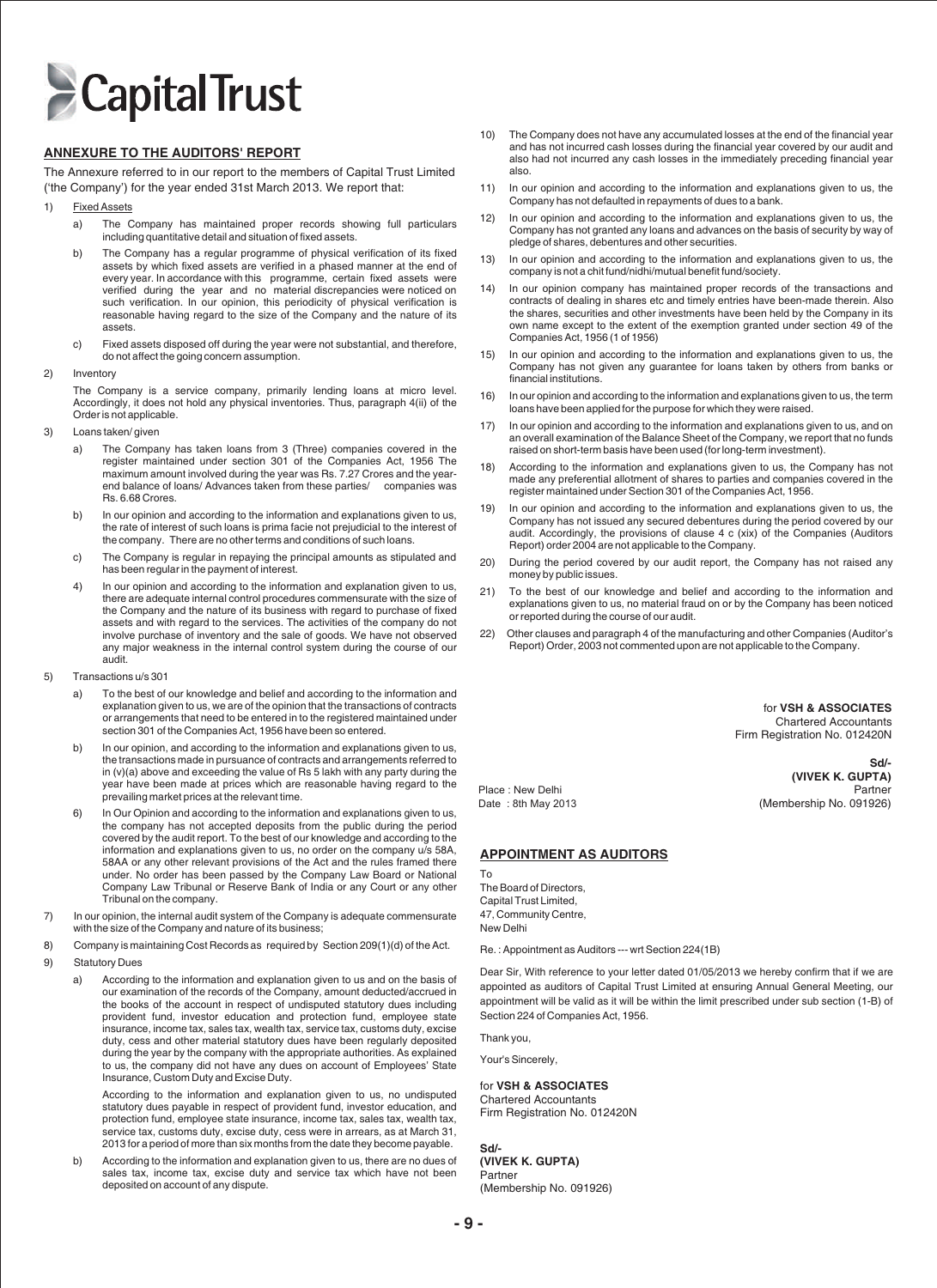# Capital Trust

## ANNEXURE TO THE AUDITORS' REPORT

The Annexure referred to in our report to the members of Capital Trust Limited ('the Company') for the year ended 31st March 2013. We report that:

1) Fixed Assets

   a) The Company has maintained proper records showing full particulars including quantitative detail and situation of fixed assets.

   b) The Company has a regular programme of physical verification of its fixed assets by which fixed assets are verified in a phased manner at the end of every year. In accordance with this programme, certain fixed assets were verified during the year and no material discrepancies were noticed on such verification. In our opinion, this periodicity of physical verification is reasonable having regard to the size of the Company and the nature of its assets.

   c) Fixed assets disposed off during the year were not substantial, and therefore, do not affect the going concern assumption.

2) Inventory

   The Company is a service company, primarily lending loans at micro level. Accordingly, it does not hold any physical inventories. Thus, paragraph 4(ii) of the Order is not applicable.

3) Loans taken/ given

   a) The Company has taken loans from 3 (Three) companies covered in the register maintained under section 301 of the Companies Act, 1956 The maximum amount involved during the year was Rs. 7.27 Crores and the year-end balance of loans/ Advances taken from these parties/ companies was Rs. 6.68 Crores.

   b) In our opinion and according to the information and explanations given to us, the rate of interest of such loans is prima facie not prejudicial to the interest of the company. There are no other terms and conditions of such loans.

   c) The Company is regular in repaying the principal amounts as stipulated and has been regular in the payment of interest.

   4) In our opinion and according to the information and explanation given to us, there are adequate internal control procedures commensurate with the size of the Company and the nature of its business with regard to purchase of fixed assets and with regard to the services. The activities of the company do not involve purchase of inventory and the sale of goods. We have not observed any major weakness in the internal control system during the course of our audit.

5) Transactions u/s 301

   a) To the best of our knowledge and belief and according to the information and explanation given to us, we are of the opinion that the transactions of contracts or arrangements that need to be entered in to the registered maintained under section 301 of the Companies Act, 1956 have been so entered.

   b) In our opinion, and according to the information and explanations given to us, the transactions made in pursuance of contracts and arrangements referred to in (v)(a) above and exceeding the value of Rs 5 lakh with any party during the year have been made at prices which are reasonable having regard to the prevailing market prices at the relevant time.

   6) In Our Opinion and according to the information and explanations given to us, the company has not accepted deposits from the public during the period covered by the audit report. To the best of our knowledge and according to the information and explanations given to us, no order on the company u/s 58A, 58AA or any other relevant provisions of the Act and the rules framed there under. No order has been passed by the Company Law Board or National Company Law Tribunal or Reserve Bank of India or any Court or any other Tribunal on the company.

7) In our opinion, the internal audit system of the Company is adequate commensurate with the size of the Company and nature of its business;

8) Company is maintaining Cost Records as required by Section 209(1)(d) of the Act.

9) Statutory Dues

   a) According to the information and explanation given to us and on the basis of our examination of the records of the Company, amount deducted/accrued in the books of the account in respect of undisputed statutory dues including provident fund, investor education and protection fund, employee state insurance, income tax, sales tax, wealth tax, service tax, customs duty, excise duty, cess and other material statutory dues have been regularly deposited during the year by the company with the appropriate authorities. As explained to us, the company did not have any dues on account of Employees' State Insurance, Custom Duty and Excise Duty.

      According to the information and explanation given to us, no undisputed statutory dues payable in respect of provident fund, investor education, and protection fund, employee state insurance, income tax, sales tax, wealth tax, service tax, customs duty, excise duty, cess were in arrears, as at March 31, 2013 for a period of more than six months from the date they become payable.

   b) According to the information and explanation given to us, there are no dues of sales tax, income tax, excise duty and service tax which have not been deposited on account of any dispute.

10) The Company does not have any accumulated losses at the end of the financial year and has not incurred cash losses during the financial year covered by our audit and also had not incurred any cash losses in the immediately preceding financial year also.

11) In our opinion and according to the information and explanations given to us, the Company has not defaulted in repayments of dues to a bank.

12) In our opinion and according to the information and explanations given to us, the Company has not granted any loans and advances on the basis of security by way of pledge of shares, debentures and other securities.

13) In our opinion and according to the information and explanations given to us, the company is not a chit fund/nidhi/mutual benefit fund/society.

14) In our opinion company has maintained proper records of the transactions and contracts of dealing in shares etc and timely entries have been-made therein. Also the shares, securities and other investments have been held by the Company in its own name except to the extent of the exemption granted under section 49 of the Companies Act, 1956 (1 of 1956)

15) In our opinion and according to the information and explanations given to us, the Company has not given any guarantee for loans taken by others from banks or financial institutions.

16) In our opinion and according to the information and explanations given to us, the term loans have been applied for the purpose for which they were raised.

17) In our opinion and according to the information and explanations given to us, and on an overall examination of the Balance Sheet of the Company, we report that no funds raised on short-term basis have been used (for long-term investment).

18) According to the information and explanations given to us, the Company has not made any preferential allotment of shares to parties and companies covered in the register maintained under Section 301 of the Companies Act, 1956.

19) In our opinion and according to the information and explanations given to us, the Company has not issued any secured debentures during the period covered by our audit. Accordingly, the provisions of clause 4 c (xix) of the Companies (Auditors Report) order 2004 are not applicable to the Company.

20) During the period covered by our audit report, the Company has not raised any money by public issues.

21) To the best of our knowledge and belief and according to the information and explanations given to us, no material fraud on or by the Company has been noticed or reported during the course of our audit.

22) Other clauses and paragraph 4 of the manufacturing and other Companies (Auditor's Report) Order, 2003 not commented upon are not applicable to the Company.

for **VSH & ASSOCIATES**
Chartered Accountants
Firm Registration No. 012420N

**Sd/-**
**(VIVEK K. GUPTA)**
Partner
(Membership No. 091926)

Place : New Delhi
Date : 8th May 2013

## APPOINTMENT AS AUDITORS

To
The Board of Directors,
Capital Trust Limited,
47, Community Centre,
New Delhi

Re. : Appointment as Auditors --- wrt Section 224(1B)

Dear Sir, With reference to your letter dated 01/05/2013 we hereby confirm that if we are appointed as auditors of Capital Trust Limited at ensuring Annual General Meeting, our appointment will be valid as it will be within the limit prescribed under sub section (1-B) of Section 224 of Companies Act, 1956.

Thank you,

Your's Sincerely,

for **VSH & ASSOCIATES**
Chartered Accountants
Firm Registration No. 012420N

**Sd/-**
**(VIVEK K. GUPTA)**
Partner
(Membership No. 091926)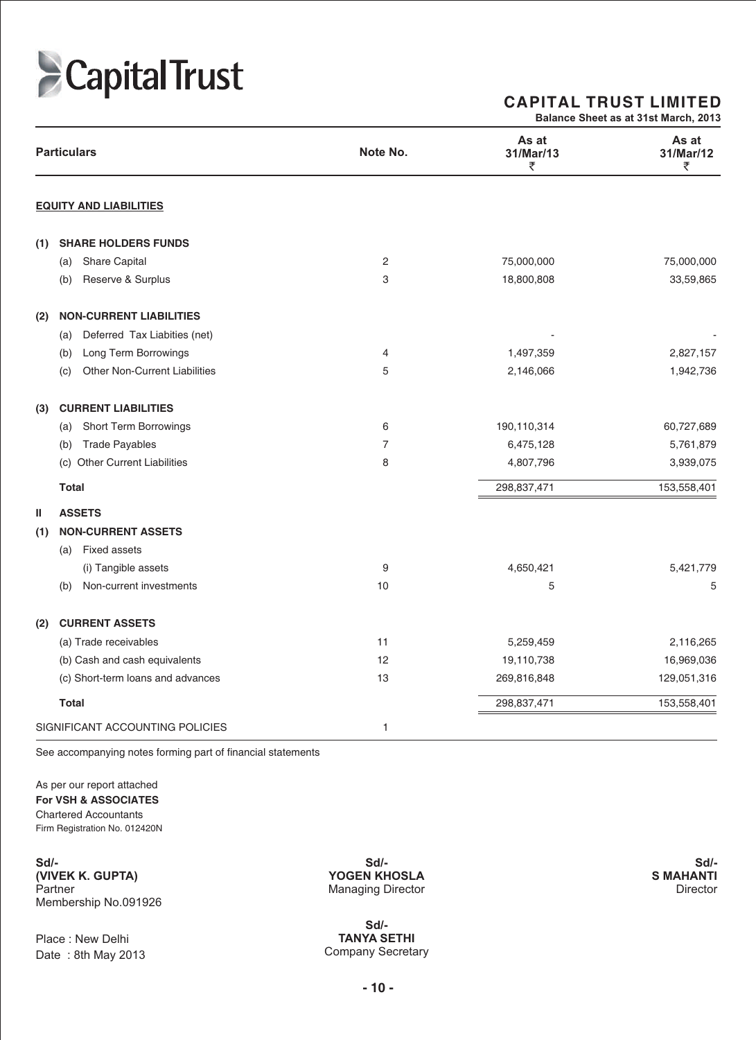Capital Trust

## CAPITAL TRUST LIMITED

**Balance Sheet as at 31st March, 2013**

| Particulars | Note No. | As at 31/Mar/13 ₹ | As at 31/Mar/12 ₹ |
|---|---|---|---|
| **EQUITY AND LIABILITIES** | | | |
| **(1) SHARE HOLDERS FUNDS** | | | |
| (a) Share Capital | 2 | 75,000,000 | 75,000,000 |
| (b) Reserve & Surplus | 3 | 18,800,808 | 33,59,865 |
| **(2) NON-CURRENT LIABILITIES** | | | |
| (a) Deferred Tax Liabities (net) | | - | - |
| (b) Long Term Borrowings | 4 | 1,497,359 | 2,827,157 |
| (c) Other Non-Current Liabilities | 5 | 2,146,066 | 1,942,736 |
| **(3) CURRENT LIABILITIES** | | | |
| (a) Short Term Borrowings | 6 | 190,110,314 | 60,727,689 |
| (b) Trade Payables | 7 | 6,475,128 | 5,761,879 |
| (c) Other Current Liabilities | 8 | 4,807,796 | 3,939,075 |
| **Total** | | 298,837,471 | 153,558,401 |
| **II ASSETS** | | | |
| **(1) NON-CURRENT ASSETS** | | | |
| (a) Fixed assets | | | |
| (i) Tangible assets | 9 | 4,650,421 | 5,421,779 |
| (b) Non-current investments | 10 | 5 | 5 |
| **(2) CURRENT ASSETS** | | | |
| (a) Trade receivables | 11 | 5,259,459 | 2,116,265 |
| (b) Cash and cash equivalents | 12 | 19,110,738 | 16,969,036 |
| (c) Short-term loans and advances | 13 | 269,816,848 | 129,051,316 |
| **Total** | | 298,837,471 | 153,558,401 |
| SIGNIFICANT ACCOUNTING POLICIES | 1 | | |

See accompanying notes forming part of financial statements

As per our report attached
**For VSH & ASSOCIATES**
Chartered Accountants
Firm Registration No. 012420N

**Sd/-**
**(VIVEK K. GUPTA)**
Partner
Membership No.091926

**Sd/-**
**YOGEN KHOSLA**
Managing Director

**Sd/-**
**S MAHANTI**
Director

Place : New Delhi
Date : 8th May 2013

**Sd/-**
**TANYA SETHI**
Company Secretary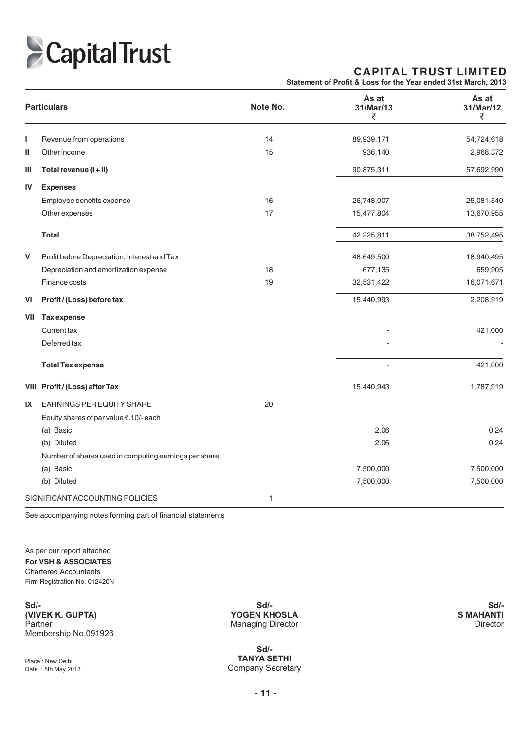# CapitalTrust

## CAPITAL TRUST LIMITED

**Statement of Profit & Loss for the Year ended 31st March, 2013**

| | Particulars | Note No. | As at 31/Mar/13 ₹ | As at 31/Mar/12 ₹ |
|---|---|---|---|---|
| I | Revenue from operations | 14 | 89,939,171 | 54,724,618 |
| II | Other income | 15 | 936,140 | 2,968,372 |
| III | **Total revenue (I + II)** | | 90,875,311 | 57,692,990 |
| IV | **Expenses** | | | |
| | Employee benefits expense | 16 | 26,748,007 | 25,081,540 |
| | Other expenses | 17 | 15,477,804 | 13,670,955 |
| | **Total** | | 42,225,811 | 38,752,495 |
| V | Profit before Depreciation, Interest and Tax | | 48,649,500 | 18,940,495 |
| | Depreciation and amortization expense | 18 | 677,135 | 659,905 |
| | Finance costs | 19 | 32,531,422 | 16,071,671 |
| VI | **Profit / (Loss) before tax** | | 15,440,993 | 2,208,919 |
| VII | **Tax expense** | | | |
| | Current tax | | - | 421,000 |
| | Deferred tax | | - | - |
| | **Total Tax expense** | | - | 421,000 |
| VIII | **Profit / (Loss) after Tax** | | 15,440,943 | 1,787,919 |
| IX | EARNINGS PER EQUITY SHARE | 20 | | |
| | Equity shares of par value ₹.10/- each | | | |
| | (a) Basic | | 2.06 | 0.24 |
| | (b) Diluted | | 2.06 | 0.24 |
| | Number of shares used in computing earnings per share | | | |
| | (a) Basic | | 7,500,000 | 7,500,000 |
| | (b) Diluted | | 7,500,000 | 7,500,000 |
| | SIGNIFICANT ACCOUNTING POLICIES | 1 | | |

See accompanying notes forming part of financial statements

As per our report attached
**For VSH & ASSOCIATES**
Chartered Accountants
Firm Registration No. 012420N

**Sd/-**
**(VIVEK K. GUPTA)**
Partner
Membership No.091926

**Sd/-**
**YOGEN KHOSLA**
Managing Director

**Sd/-**
**S MAHANTI**
Director

Place : New Delhi
Date : 8th May 2013

**Sd/-**
**TANYA SETHI**
Company Secretary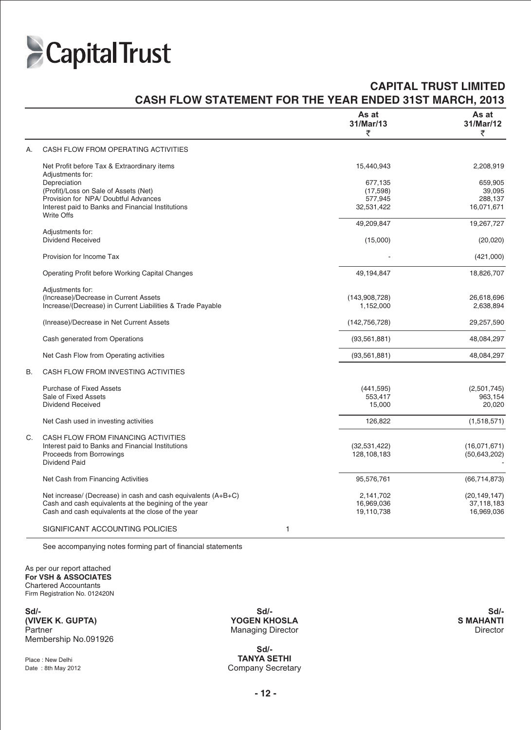# CapitalTrust

## CAPITAL TRUST LIMITED

## CASH FLOW STATEMENT FOR THE YEAR ENDED 31ST MARCH, 2013

| | | | As at 31/Mar/13 ₹ | As at 31/Mar/12 ₹ |
|---|---|---|---|---|
| A. | CASH FLOW FROM OPERATING ACTIVITIES | | | |
| | Net Profit before Tax & Extraordinary items | | 15,440,943 | 2,208,919 |
| | Adjustments for: | | | |
| | Depreciation | | 677,135 | 659,905 |
| | (Profit)/Loss on Sale of Assets (Net) | | (17,598) | 39,095 |
| | Provision for NPA/ Doubtful Advances | | 577,945 | 288,137 |
| | Interest paid to Banks and Financial Institutions | | 32,531,422 | 16,071,671 |
| | Write Offs | | | |
| | | | 49,209,847 | 19,267,727 |
| | Adjustments for: | | | |
| | Dividend Received | | (15,000) | (20,020) |
| | Provision for Income Tax | | - | (421,000) |
| | Operating Profit before Working Capital Changes | | 49,194,847 | 18,826,707 |
| | Adjustments for: | | | |
| | (Increase)/Decrease in Current Assets | | (143,908,728) | 26,618,696 |
| | Increase/(Decrease) in Current Liabilities & Trade Payable | | 1,152,000 | 2,638,894 |
| | (Inrease)/Decrease in Net Current Assets | | (142,756,728) | 29,257,590 |
| | Cash generated from Operations | | (93,561,881) | 48,084,297 |
| | Net Cash Flow from Operating activities | | (93,561,881) | 48,084,297 |
| B. | CASH FLOW FROM INVESTING ACTIVITIES | | | |
| | Purchase of Fixed Assets | | (441,595) | (2,501,745) |
| | Sale of Fixed Assets | | 553,417 | 963,154 |
| | Dividend Received | | 15,000 | 20,020 |
| | Net Cash used in investing activities | | 126,822 | (1,518,571) |
| C. | CASH FLOW FROM FINANCING ACTIVITIES | | | |
| | Interest paid to Banks and Financial Institutions | | (32,531,422) | (16,071,671) |
| | Proceeds from Borrowings | | 128,108,183 | (50,643,202) |
| | Dividend Paid | | | - |
| | Net Cash from Financing Activities | | 95,576,761 | (66,714,873) |
| | Net increase/ (Decrease) in cash and cash equivalents (A+B+C) | | 2,141,702 | (20,149,147) |
| | Cash and cash equivalents at the begining of the year | | 16,969,036 | 37,118,183 |
| | Cash and cash equivalents at the close of the year | | 19,110,738 | 16,969,036 |
| | SIGNIFICANT ACCOUNTING POLICIES | 1 | | |

See accompanying notes forming part of financial statements

As per our report attached
**For VSH & ASSOCIATES**
Chartered Accountants
Firm Registration No. 012420N

**Sd/-**
**(VIVEK K. GUPTA)**
Partner
Membership No.091926

Place : New Delhi
Date : 8th May 2012

**Sd/-**
**YOGEN KHOSLA**
Managing Director

**Sd/-**
**TANYA SETHI**
Company Secretary

**Sd/-**
**S MAHANTI**
Director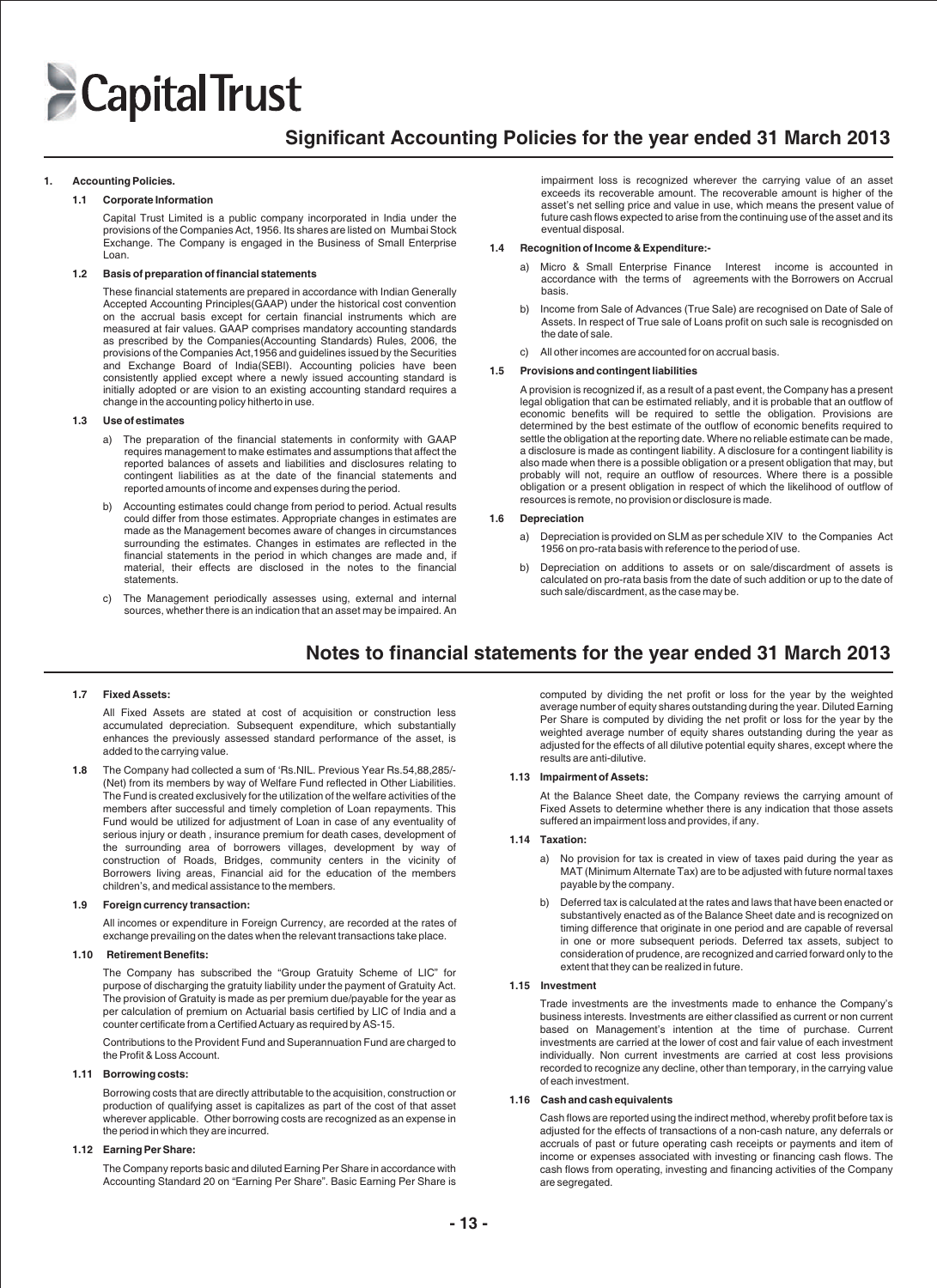# Significant Accounting Policies for the year ended 31 March 2013

## 1. Accounting Policies.

### 1.1 Corporate Information

Capital Trust Limited is a public company incorporated in India under the provisions of the Companies Act, 1956. Its shares are listed on Mumbai Stock Exchange. The Company is engaged in the Business of Small Enterprise Loan.

### 1.2 Basis of preparation of financial statements

These financial statements are prepared in accordance with Indian Generally Accepted Accounting Principles(GAAP) under the historical cost convention on the accrual basis except for certain financial instruments which are measured at fair values. GAAP comprises mandatory accounting standards as prescribed by the Companies(Accounting Standards) Rules, 2006, the provisions of the Companies Act,1956 and guidelines issued by the Securities and Exchange Board of India(SEBI). Accounting policies have been consistently applied except where a newly issued accounting standard is initially adopted or are vision to an existing accounting standard requires a change in the accounting policy hitherto in use.

### 1.3 Use of estimates

a) The preparation of the financial statements in conformity with GAAP requires management to make estimates and assumptions that affect the reported balances of assets and liabilities and disclosures relating to contingent liabilities as at the date of the financial statements and reported amounts of income and expenses during the period.

b) Accounting estimates could change from period to period. Actual results could differ from those estimates. Appropriate changes in estimates are made as the Management becomes aware of changes in circumstances surrounding the estimates. Changes in estimates are reflected in the financial statements in the period in which changes are made and, if material, their effects are disclosed in the notes to the financial statements.

c) The Management periodically assesses using, external and internal sources, whether there is an indication that an asset may be impaired. An impairment loss is recognized wherever the carrying value of an asset exceeds its recoverable amount. The recoverable amount is higher of the asset's net selling price and value in use, which means the present value of future cash flows expected to arise from the continuing use of the asset and its eventual disposal.

### 1.4 Recognition of Income & Expenditure:-

a) Micro & Small Enterprise Finance Interest income is accounted in accordance with the terms of agreements with the Borrowers on Accrual basis.

b) Income from Sale of Advances (True Sale) are recognised on Date of Sale of Assets. In respect of True sale of Loans profit on such sale is recognisded on the date of sale.

c) All other incomes are accounted for on accrual basis.

### 1.5 Provisions and contingent liabilities

A provision is recognized if, as a result of a past event, the Company has a present legal obligation that can be estimated reliably, and it is probable that an outflow of economic benefits will be required to settle the obligation. Provisions are determined by the best estimate of the outflow of economic benefits required to settle the obligation at the reporting date. Where no reliable estimate can be made, a disclosure is made as contingent liability. A disclosure for a contingent liability is also made when there is a possible obligation or a present obligation that may, but probably will not, require an outflow of resources. Where there is a possible obligation or a present obligation in respect of which the likelihood of outflow of resources is remote, no provision or disclosure is made.

### 1.6 Depreciation

a) Depreciation is provided on SLM as per schedule XIV to the Companies Act 1956 on pro-rata basis with reference to the period of use.

b) Depreciation on additions to assets or on sale/discardment of assets is calculated on pro-rata basis from the date of such addition or up to the date of such sale/discardment, as the case may be.

# Notes to financial statements for the year ended 31 March 2013

### 1.7 Fixed Assets:

All Fixed Assets are stated at cost of acquisition or construction less accumulated depreciation. Subsequent expenditure, which substantially enhances the previously assessed standard performance of the asset, is added to the carrying value.

### 1.8

The Company had collected a sum of 'Rs.NIL. Previous Year Rs.54,88,285/- (Net) from its members by way of Welfare Fund reflected in Other Liabilities. The Fund is created exclusively for the utilization of the welfare activities of the members after successful and timely completion of Loan repayments. This Fund would be utilized for adjustment of Loan in case of any eventuality of serious injury or death , insurance premium for death cases, development of the surrounding area of borrowers villages, development by way of construction of Roads, Bridges, community centers in the vicinity of Borrowers living areas, Financial aid for the education of the members children's, and medical assistance to the members.

### 1.9 Foreign currency transaction:

All incomes or expenditure in Foreign Currency, are recorded at the rates of exchange prevailing on the dates when the relevant transactions take place.

### 1.10 Retirement Benefits:

The Company has subscribed the "Group Gratuity Scheme of LIC" for purpose of discharging the gratuity liability under the payment of Gratuity Act. The provision of Gratuity is made as per premium due/payable for the year as per calculation of premium on Actuarial basis certified by LIC of India and a counter certificate from a Certified Actuary as required by AS-15.

Contributions to the Provident Fund and Superannuation Fund are charged to the Profit & Loss Account.

### 1.11 Borrowing costs:

Borrowing costs that are directly attributable to the acquisition, construction or production of qualifying asset is capitalizes as part of the cost of that asset wherever applicable. Other borrowing costs are recognized as an expense in the period in which they are incurred.

### 1.12 Earning Per Share:

The Company reports basic and diluted Earning Per Share in accordance with Accounting Standard 20 on "Earning Per Share". Basic Earning Per Share is computed by dividing the net profit or loss for the year by the weighted average number of equity shares outstanding during the year. Diluted Earning Per Share is computed by dividing the net profit or loss for the year by the weighted average number of equity shares outstanding during the year as adjusted for the effects of all dilutive potential equity shares, except where the results are anti-dilutive.

### 1.13 Impairment of Assets:

At the Balance Sheet date, the Company reviews the carrying amount of Fixed Assets to determine whether there is any indication that those assets suffered an impairment loss and provides, if any.

### 1.14 Taxation:

a) No provision for tax is created in view of taxes paid during the year as MAT (Minimum Alternate Tax) are to be adjusted with future normal taxes payable by the company.

b) Deferred tax is calculated at the rates and laws that have been enacted or substantively enacted as of the Balance Sheet date and is recognized on timing difference that originate in one period and are capable of reversal in one or more subsequent periods. Deferred tax assets, subject to consideration of prudence, are recognized and carried forward only to the extent that they can be realized in future.

### 1.15 Investment

Trade investments are the investments made to enhance the Company's business interests. Investments are either classified as current or non current based on Management's intention at the time of purchase. Current investments are carried at the lower of cost and fair value of each investment individually. Non current investments are carried at cost less provisions recorded to recognize any decline, other than temporary, in the carrying value of each investment.

### 1.16 Cash and cash equivalents

Cash flows are reported using the indirect method, whereby profit before tax is adjusted for the effects of transactions of a non-cash nature, any deferrals or accruals of past or future operating cash receipts or payments and item of income or expenses associated with investing or financing cash flows. The cash flows from operating, investing and financing activities of the Company are segregated.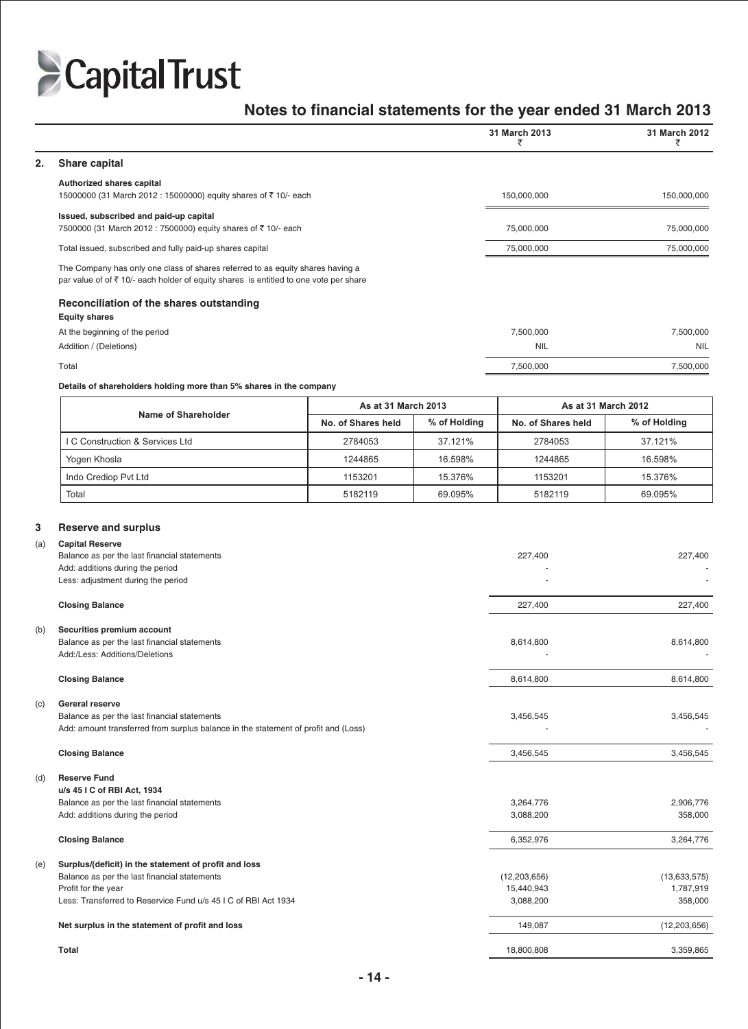# Notes to financial statements for the year ended 31 March 2013

| | | 31 March 2013 ₹ | 31 March 2012 ₹ |
|---|---|---|---|
| **2.** | **Share capital** | | |
| | **Authorized shares capital** | | |
| | 15000000 (31 March 2012 : 15000000) equity shares of ₹ 10/- each | 150,000,000 | 150,000,000 |
| | **Issued, subscribed and paid-up capital** | | |
| | 7500000 (31 March 2012 : 7500000) equity shares of ₹ 10/- each | 75,000,000 | 75,000,000 |
| | Total issued, subscribed and fully paid-up shares capital | 75,000,000 | 75,000,000 |

The Company has only one class of shares referred to as equity shares having a par value of of ₹ 10/- each holder of equity shares is entitled to one vote per share

### Reconciliation of the shares outstanding

**Equity shares**

| | 31 March 2013 | 31 March 2012 |
|---|---|---|
| At the beginning of the period | 7,500,000 | 7,500,000 |
| Addition / (Deletions) | NIL | NIL |
| Total | 7,500,000 | 7,500,000 |

**Details of shareholders holding more than 5% shares in the company**

| Name of Shareholder | As at 31 March 2013 | | As at 31 March 2012 | |
|---|---|---|---|---|
| | No. of Shares held | % of Holding | No. of Shares held | % of Holding |
| I C Construction & Services Ltd | 2784053 | 37.121% | 2784053 | 37.121% |
| Yogen Khosla | 1244865 | 16.598% | 1244865 | 16.598% |
| Indo Crediop Pvt Ltd | 1153201 | 15.376% | 1153201 | 15.376% |
| Total | 5182119 | 69.095% | 5182119 | 69.095% |

## 3 Reserve and surplus

| | | 31 March 2013 ₹ | 31 March 2012 ₹ |
|---|---|---|---|
| (a) | **Capital Reserve** | | |
| | Balance as per the last financial statements | 227,400 | 227,400 |
| | Add: additions during the period | - | - |
| | Less: adjustment during the period | - | - |
| | **Closing Balance** | 227,400 | 227,400 |
| (b) | **Securities premium account** | | |
| | Balance as per the last financial statements | 8,614,800 | 8,614,800 |
| | Add:/Less: Additions/Deletions | - | - |
| | **Closing Balance** | 8,614,800 | 8,614,800 |
| (c) | **Gereral reserve** | | |
| | Balance as per the last financial statements | 3,456,545 | 3,456,545 |
| | Add: amount transferred from surplus balance in the statement of profit and (Loss) | - | - |
| | **Closing Balance** | 3,456,545 | 3,456,545 |
| (d) | **Reserve Fund** | | |
| | **u/s 45 I C of RBI Act, 1934** | | |
| | Balance as per the last financial statements | 3,264,776 | 2,906,776 |
| | Add: additions during the period | 3,088,200 | 358,000 |
| | **Closing Balance** | 6,352,976 | 3,264,776 |
| (e) | **Surplus/(deficit) in the statement of profit and loss** | | |
| | Balance as per the last financial statements | (12,203,656) | (13,633,575) |
| | Profit for the year | 15,440,943 | 1,787,919 |
| | Less: Transferred to Reservice Fund u/s 45 I C of RBI Act 1934 | 3,088,200 | 358,000 |
| | **Net surplus in the statement of profit and loss** | 149,087 | (12,203,656) |
| | **Total** | 18,800,808 | 3,359,865 |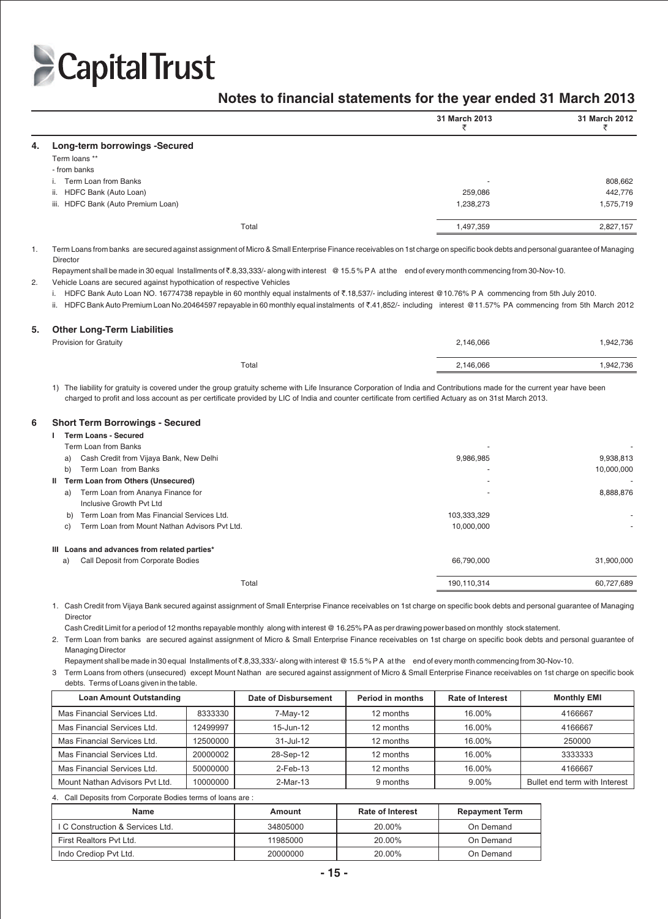# Capital Trust

## Notes to financial statements for the year ended 31 March 2013

| | | 31 March 2013 ₹ | 31 March 2012 ₹ |
|---|---|---|---|
| **4.** | **Long-term borrowings -Secured** | | |
| | Term loans ** | | |
| | - from banks | | |
| | i. Term Loan from Banks | - | 808,662 |
| | ii. HDFC Bank (Auto Loan) | 259,086 | 442,776 |
| | iii. HDFC Bank (Auto Premium Loan) | 1,238,273 | 1,575,719 |
| | Total | 1,497,359 | 2,827,157 |

1. Term Loans from banks are secured against assignment of Micro & Small Enterprise Finance receivables on 1st charge on specific book debts and personal guarantee of Managing Director

   Repayment shall be made in 30 equal Installments of ₹.8,33,333/- along with interest @ 15.5 % P A at the end of every month commencing from 30-Nov-10.

2. Vehicle Loans are secured against hypothication of respective Vehicles

   i. HDFC Bank Auto Loan NO. 16774738 repayble in 60 monthly equal instalments of ₹.18,537/- including interest @10.76% P A commencing from 5th July 2010.

   ii. HDFC Bank Auto Premium Loan No.20464597 repayable in 60 monthly equal instalments of ₹.41,852/- including interest @11.57% PA commencing from 5th March 2012

| | | 31 March 2013 ₹ | 31 March 2012 ₹ |
|---|---|---|---|
| **5.** | **Other Long-Term Liabilities** | | |
| | Provision for Gratuity | 2,146,066 | 1,942,736 |
| | Total | 2,146,066 | 1,942,736 |

1) The liability for gratuity is covered under the group gratuity scheme with Life Insurance Corporation of India and Contributions made for the current year have been charged to profit and loss account as per certificate provided by LIC of India and counter certificate from certified Actuary as on 31st March 2013.

| | | 31 March 2013 ₹ | 31 March 2012 ₹ |
|---|---|---|---|
| **6** | **Short Term Borrowings - Secured** | | |
| | **I Term Loans - Secured** | | |
| | Term Loan from Banks | - | - |
| | a) Cash Credit from Vijaya Bank, New Delhi | 9,986,985 | 9,938,813 |
| | b) Term Loan from Banks | - | 10,000,000 |
| | **II Term Loan from Others (Unsecured)** | - | - |
| | a) Term Loan from Ananya Finance for Inclusive Growth Pvt Ltd | - | 8,888,876 |
| | b) Term Loan from Mas Financial Services Ltd. | 103,333,329 | - |
| | c) Term Loan from Mount Nathan Advisors Pvt Ltd. | 10,000,000 | - |
| | **III Loans and advances from related parties*** | | |
| | a) Call Deposit from Corporate Bodies | 66,790,000 | 31,900,000 |
| | Total | 190,110,314 | 60,727,689 |

1. Cash Credit from Vijaya Bank secured against assignment of Small Enterprise Finance receivables on 1st charge on specific book debts and personal guarantee of Managing Director

   Cash Credit Limit for a period of 12 months repayable monthly along with interest @ 16.25% PA as per drawing power based on monthly stock statement.

2. Term Loan from banks are secured against assignment of Micro & Small Enterprise Finance receivables on 1st charge on specific book debts and personal guarantee of Managing Director

   Repayment shall be made in 30 equal Installments of ₹.8,33,333/- along with interest @ 15.5 % P A at the end of every month commencing from 30-Nov-10.

3. Term Loans from others (unsecured) except Mount Nathan are secured against assignment of Micro & Small Enterprise Finance receivables on 1st charge on specific book debts. Terms of Loans given in the table.

| Loan Amount Outstanding | | Date of Disbursement | Period in months | Rate of Interest | Monthly EMI |
|---|---|---|---|---|---|
| Mas Financial Services Ltd. | 8333330 | 7-May-12 | 12 months | 16.00% | 4166667 |
| Mas Financial Services Ltd. | 12499997 | 15-Jun-12 | 12 months | 16.00% | 4166667 |
| Mas Financial Services Ltd. | 12500000 | 31-Jul-12 | 12 months | 16.00% | 250000 |
| Mas Financial Services Ltd. | 20000002 | 28-Sep-12 | 12 months | 16.00% | 3333333 |
| Mas Financial Services Ltd. | 50000000 | 2-Feb-13 | 12 months | 16.00% | 4166667 |
| Mount Nathan Advisors Pvt Ltd. | 10000000 | 2-Mar-13 | 9 months | 9.00% | Bullet end term with Interest |

4. Call Deposits from Corporate Bodies terms of loans are :

| Name | Amount | Rate of Interest | Repayment Term |
|---|---|---|---|
| I C Construction & Services Ltd. | 34805000 | 20.00% | On Demand |
| First Realtors Pvt Ltd. | 11985000 | 20.00% | On Demand |
| Indo Crediop Pvt Ltd. | 20000000 | 20.00% | On Demand |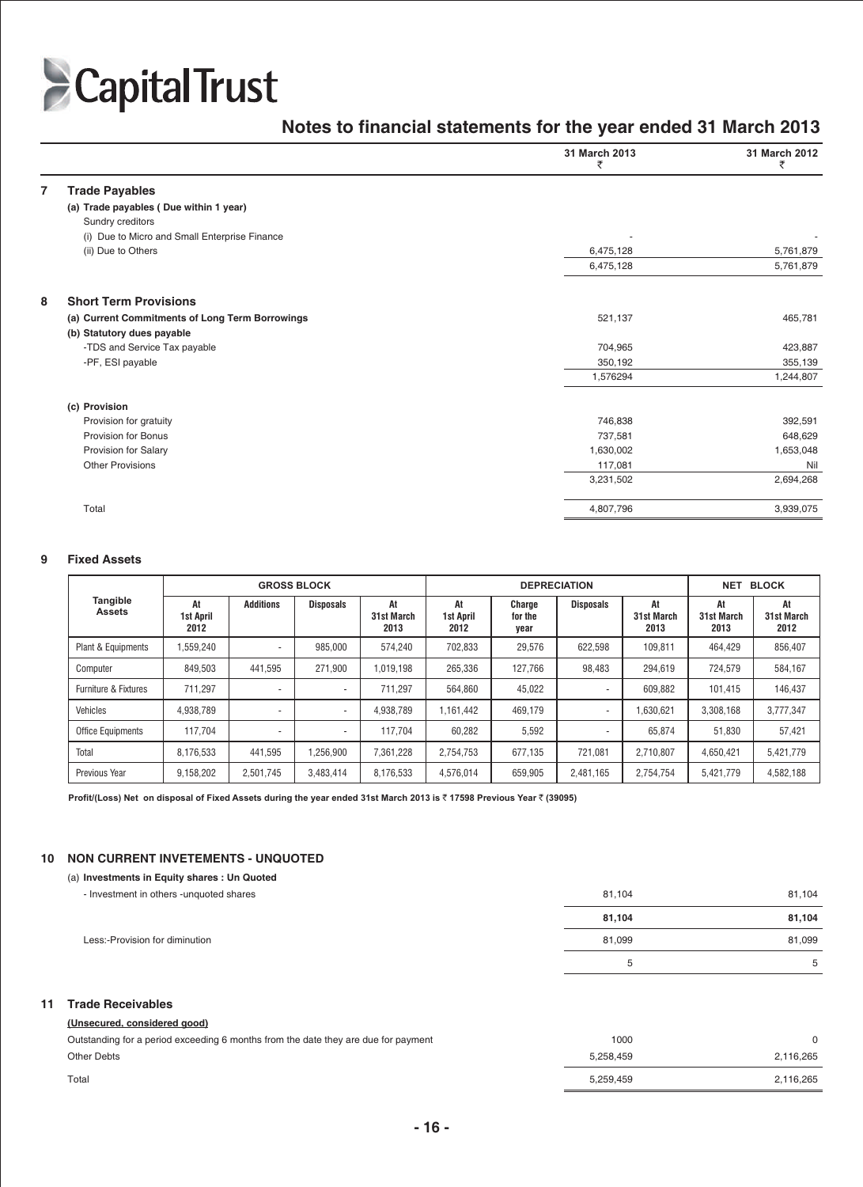# Capital Trust

## Notes to financial statements for the year ended 31 March 2013

| | | 31 March 2013 ₹ | 31 March 2012 ₹ |
|---|---|---|---|
| **7** | **Trade Payables** | | |
| | **(a) Trade payables ( Due within 1 year)** | | |
| | Sundry creditors | | |
| | (i) Due to Micro and Small Enterprise Finance | - | - |
| | (ii) Due to Others | 6,475,128 | 5,761,879 |
| | | 6,475,128 | 5,761,879 |
| **8** | **Short Term Provisions** | | |
| | **(a) Current Commitments of Long Term Borrowings** | 521,137 | 465,781 |
| | **(b) Statutory dues payable** | | |
| | -TDS and Service Tax payable | 704,965 | 423,887 |
| | -PF, ESI payable | 350,192 | 355,139 |
| | | 1,576294 | 1,244,807 |
| | **(c) Provision** | | |
| | Provision for gratuity | 746,838 | 392,591 |
| | Provision for Bonus | 737,581 | 648,629 |
| | Provision for Salary | 1,630,002 | 1,653,048 |
| | Other Provisions | 117,081 | Nil |
| | | 3,231,502 | 2,694,268 |
| | Total | 4,807,796 | 3,939,075 |

### 9 Fixed Assets

| Tangible Assets | GROSS BLOCK | | | | DEPRECIATION | | | | NET BLOCK | |
|---|---|---|---|---|---|---|---|---|---|---|
| | At 1st April 2012 | Additions | Disposals | At 31st March 2013 | At 1st April 2012 | Charge for the year | Disposals | At 31st March 2013 | At 31st March 2013 | At 31st March 2012 |
| Plant & Equipments | 1,559,240 | - | 985,000 | 574,240 | 702,833 | 29,576 | 622,598 | 109,811 | 464,429 | 856,407 |
| Computer | 849,503 | 441,595 | 271,900 | 1,019,198 | 265,336 | 127,766 | 98,483 | 294,619 | 724,579 | 584,167 |
| Furniture & Fixtures | 711,297 | - | - | 711,297 | 564,860 | 45,022 | - | 609,882 | 101,415 | 146,437 |
| Vehicles | 4,938,789 | - | - | 4,938,789 | 1,161,442 | 469,179 | - | 1,630,621 | 3,308,168 | 3,777,347 |
| Office Equipments | 117,704 | - | - | 117,704 | 60,282 | 5,592 | - | 65,874 | 51,830 | 57,421 |
| Total | 8,176,533 | 441,595 | 1,256,900 | 7,361,228 | 2,754,753 | 677,135 | 721,081 | 2,710,807 | 4,650,421 | 5,421,779 |
| Previous Year | 9,158,202 | 2,501,745 | 3,483,414 | 8,176,533 | 4,576,014 | 659,905 | 2,481,165 | 2,754,754 | 5,421,779 | 4,582,188 |

**Profit/(Loss) Net on disposal of Fixed Assets during the year ended 31st March 2013 is ₹ 17598 Previous Year ₹ (39095)**

| | | 31 March 2013 ₹ | 31 March 2012 ₹ |
|---|---|---|---|
| **10** | **NON CURRENT INVETEMENTS - UNQUOTED** | | |
| | (a) **Investments in Equity shares : Un Quoted** | | |
| | - Investment in others -unquoted shares | 81,104 | 81,104 |
| | | **81,104** | **81,104** |
| | Less:-Provision for diminution | 81,099 | 81,099 |
| | | 5 | 5 |
| **11** | **Trade Receivables** | | |
| | **(Unsecured, considered good)** | | |
| | Outstanding for a period exceeding 6 months from the date they are due for payment | 1000 | 0 |
| | Other Debts | 5,258,459 | 2,116,265 |
| | Total | 5,259,459 | 2,116,265 |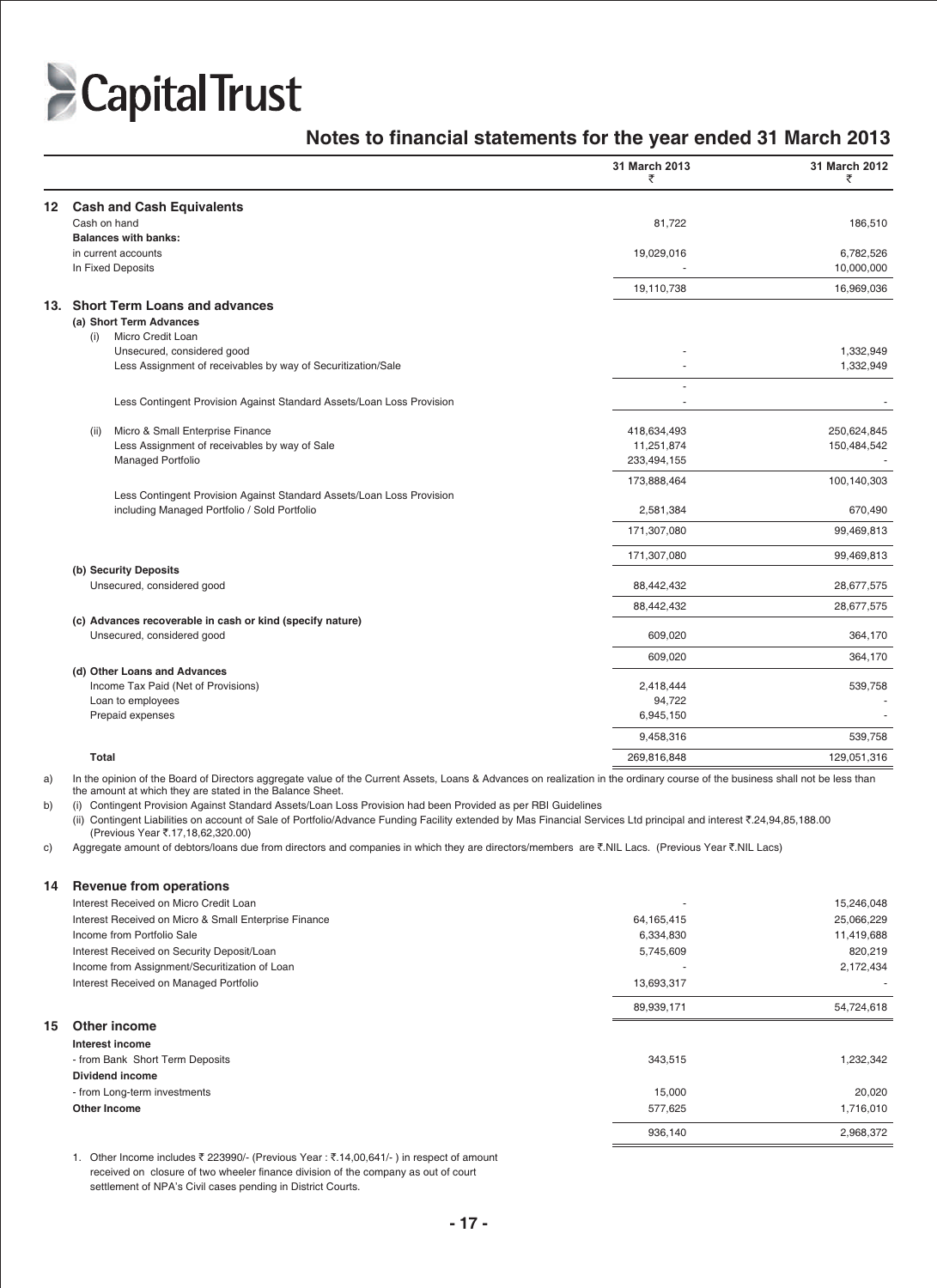# Notes to financial statements for the year ended 31 March 2013

| | | 31 March 2013 ₹ | 31 March 2012 ₹ |
|---|---|---|---|
| **12** | **Cash and Cash Equivalents** | | |
| | Cash on hand | 81,722 | 186,510 |
| | **Balances with banks:** | | |
| | in current accounts | 19,029,016 | 6,782,526 |
| | In Fixed Deposits | - | 10,000,000 |
| | | 19,110,738 | 16,969,036 |
| **13.** | **Short Term Loans and advances** | | |
| | **(a) Short Term Advances** | | |
| | (i) Micro Credit Loan | | |
| | Unsecured, considered good | - | 1,332,949 |
| | Less Assignment of receivables by way of Securitization/Sale | - | 1,332,949 |
| | | - | |
| | Less Contingent Provision Against Standard Assets/Loan Loss Provision | - | - |
| | (ii) Micro & Small Enterprise Finance | 418,634,493 | 250,624,845 |
| | Less Assignment of receivables by way of Sale | 11,251,874 | 150,484,542 |
| | Managed Portfolio | 233,494,155 | - |
| | | 173,888,464 | 100,140,303 |
| | Less Contingent Provision Against Standard Assets/Loan Loss Provision including Managed Portfolio / Sold Portfolio | 2,581,384 | 670,490 |
| | | 171,307,080 | 99,469,813 |
| | | 171,307,080 | 99,469,813 |
| | **(b) Security Deposits** | | |
| | Unsecured, considered good | 88,442,432 | 28,677,575 |
| | | 88,442,432 | 28,677,575 |
| | **(c) Advances recoverable in cash or kind (specify nature)** | | |
| | Unsecured, considered good | 609,020 | 364,170 |
| | | 609,020 | 364,170 |
| | **(d) Other Loans and Advances** | | |
| | Income Tax Paid (Net of Provisions) | 2,418,444 | 539,758 |
| | Loan to employees | 94,722 | - |
| | Prepaid expenses | 6,945,150 | - |
| | | 9,458,316 | 539,758 |
| | **Total** | 269,816,848 | 129,051,316 |

a) In the opinion of the Board of Directors aggregate value of the Current Assets, Loans & Advances on realization in the ordinary course of the business shall not be less than the amount at which they are stated in the Balance Sheet.

b) (i) Contingent Provision Against Standard Assets/Loan Loss Provision had been Provided as per RBI Guidelines

(ii) Contingent Liabilities on account of Sale of Portfolio/Advance Funding Facility extended by Mas Financial Services Ltd principal and interest ₹.24,94,85,188.00 (Previous Year ₹.17,18,62,320.00)

c) Aggregate amount of debtors/loans due from directors and companies in which they are directors/members are ₹.NIL Lacs. (Previous Year ₹.NIL Lacs)

| | | 31 March 2013 ₹ | 31 March 2012 ₹ |
|---|---|---|---|
| **14** | **Revenue from operations** | | |
| | Interest Received on Micro Credit Loan | - | 15,246,048 |
| | Interest Received on Micro & Small Enterprise Finance | 64,165,415 | 25,066,229 |
| | Income from Portfolio Sale | 6,334,830 | 11,419,688 |
| | Interest Received on Security Deposit/Loan | 5,745,609 | 820,219 |
| | Income from Assignment/Securitization of Loan | - | 2,172,434 |
| | Interest Received on Managed Portfolio | 13,693,317 | - |
| | | 89,939,171 | 54,724,618 |
| **15** | **Other income** | | |
| | **Interest income** | | |
| | - from Bank Short Term Deposits | 343,515 | 1,232,342 |
| | **Dividend income** | | |
| | - from Long-term investments | 15,000 | 20,020 |
| | **Other Income** | 577,625 | 1,716,010 |
| | | 936,140 | 2,968,372 |

1. Other Income includes ₹ 223990/- (Previous Year : ₹.14,00,641/- ) in respect of amount received on closure of two wheeler finance division of the company as out of court settlement of NPA's Civil cases pending in District Courts.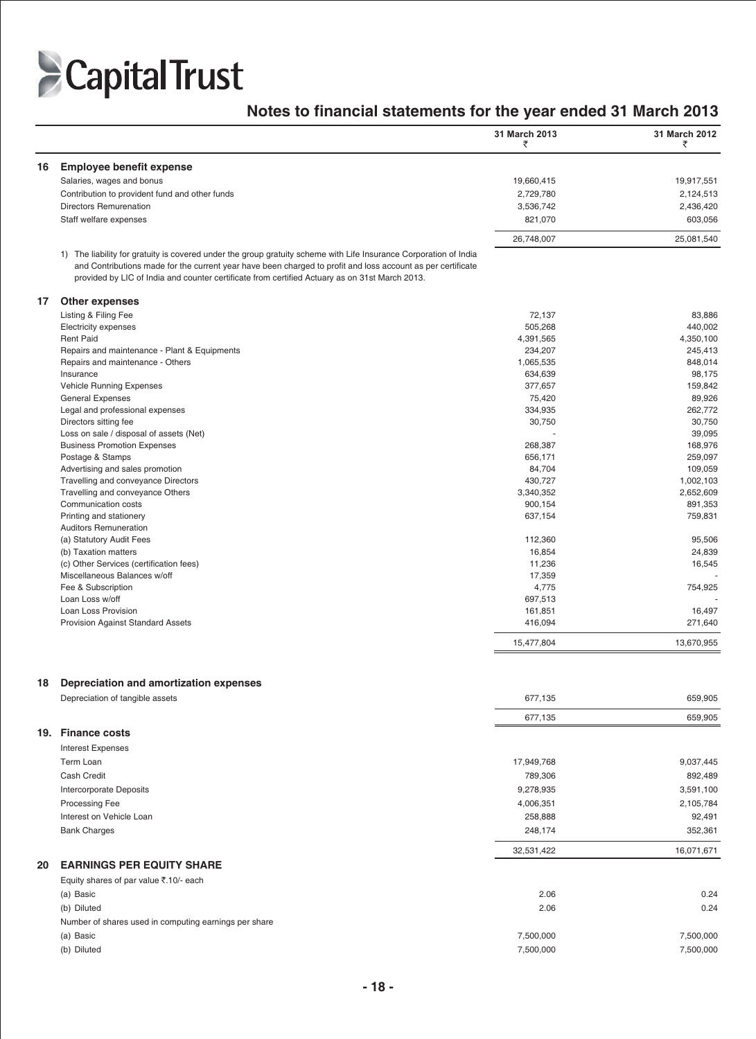## Notes to financial statements for the year ended 31 March 2013

| | | 31 March 2013 ₹ | 31 March 2012 ₹ |
|---|---|---|---|
| **16** | **Employee benefit expense** | | |
| | Salaries, wages and bonus | 19,660,415 | 19,917,551 |
| | Contribution to provident fund and other funds | 2,729,780 | 2,124,513 |
| | Directors Remurenation | 3,536,742 | 2,436,420 |
| | Staff welfare expenses | 821,070 | 603,056 |
| | | 26,748,007 | 25,081,540 |

1) The liability for gratuity is covered under the group gratuity scheme with Life Insurance Corporation of India and Contributions made for the current year have been charged to profit and loss account as per certificate provided by LIC of India and counter certificate from certified Actuary as on 31st March 2013.

| | | 31 March 2013 ₹ | 31 March 2012 ₹ |
|---|---|---|---|
| **17** | **Other expenses** | | |
| | Listing & Filing Fee | 72,137 | 83,886 |
| | Electricity expenses | 505,268 | 440,002 |
| | Rent Paid | 4,391,565 | 4,350,100 |
| | Repairs and maintenance - Plant & Equipments | 234,207 | 245,413 |
| | Repairs and maintenance - Others | 1,065,535 | 848,014 |
| | Insurance | 634,639 | 98,175 |
| | Vehicle Running Expenses | 377,657 | 159,842 |
| | General Expenses | 75,420 | 89,926 |
| | Legal and professional expenses | 334,935 | 262,772 |
| | Directors sitting fee | 30,750 | 30,750 |
| | Loss on sale / disposal of assets (Net) | - | 39,095 |
| | Business Promotion Expenses | 268,387 | 168,976 |
| | Postage & Stamps | 656,171 | 259,097 |
| | Advertising and sales promotion | 84,704 | 109,059 |
| | Travelling and conveyance Directors | 430,727 | 1,002,103 |
| | Travelling and conveyance Others | 3,340,352 | 2,652,609 |
| | Communication costs | 900,154 | 891,353 |
| | Printing and stationery | 637,154 | 759,831 |
| | Auditors Remuneration | | |
| | (a) Statutory Audit Fees | 112,360 | 95,506 |
| | (b) Taxation matters | 16,854 | 24,839 |
| | (c) Other Services (certification fees) | 11,236 | 16,545 |
| | Miscellaneous Balances w/off | 17,359 | - |
| | Fee & Subscription | 4,775 | 754,925 |
| | Loan Loss w/off | 697,513 | - |
| | Loan Loss Provision | 161,851 | 16,497 |
| | Provision Against Standard Assets | 416,094 | 271,640 |
| | | 15,477,804 | 13,670,955 |
| **18** | **Depreciation and amortization expenses** | | |
| | Depreciation of tangible assets | 677,135 | 659,905 |
| | | 677,135 | 659,905 |
| **19.** | **Finance costs** | | |
| | Interest Expenses | | |
| | Term Loan | 17,949,768 | 9,037,445 |
| | Cash Credit | 789,306 | 892,489 |
| | Intercorporate Deposits | 9,278,935 | 3,591,100 |
| | Processing Fee | 4,006,351 | 2,105,784 |
| | Interest on Vehicle Loan | 258,888 | 92,491 |
| | Bank Charges | 248,174 | 352,361 |
| | | 32,531,422 | 16,071,671 |
| **20** | **EARNINGS PER EQUITY SHARE** | | |
| | Equity shares of par value ₹.10/- each | | |
| | (a) Basic | 2.06 | 0.24 |
| | (b) Diluted | 2.06 | 0.24 |
| | Number of shares used in computing earnings per share | | |
| | (a) Basic | 7,500,000 | 7,500,000 |
| | (b) Diluted | 7,500,000 | 7,500,000 |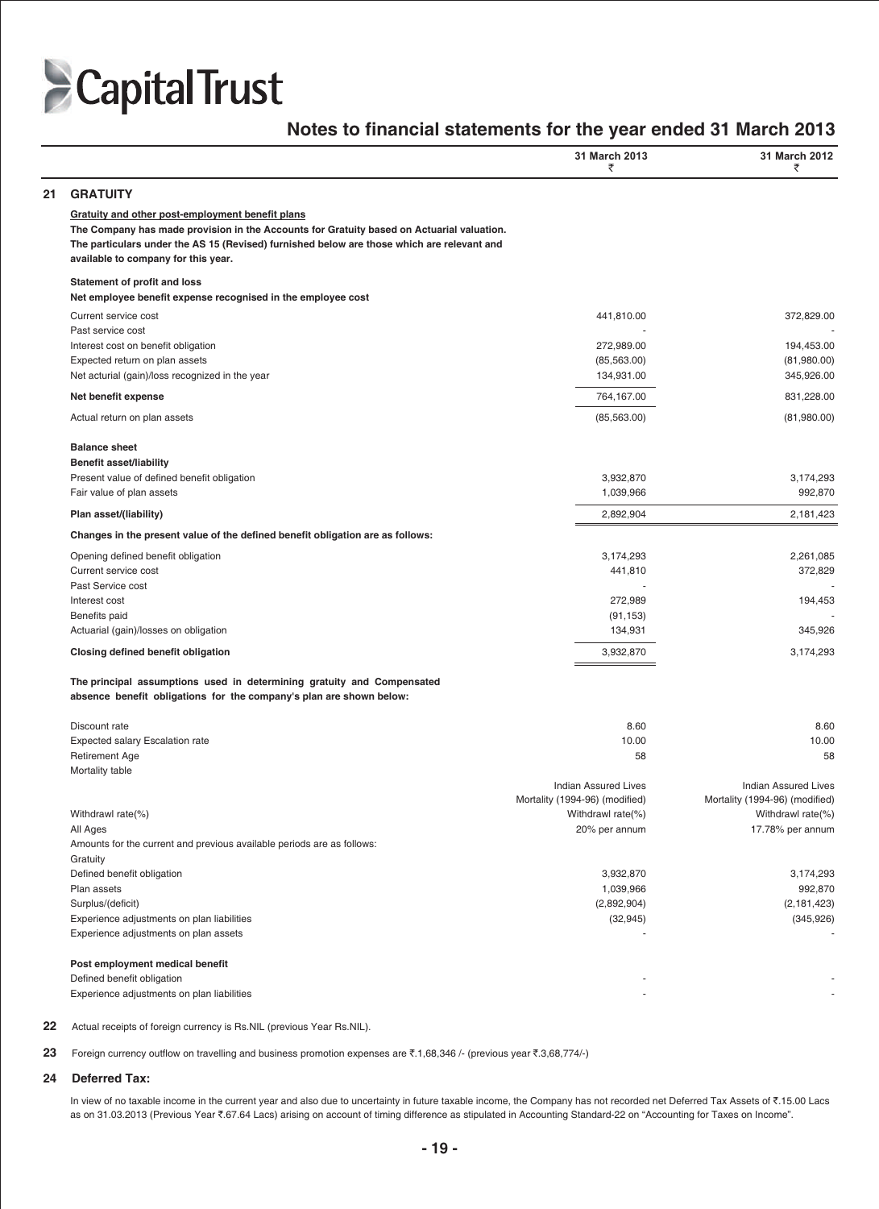# Capital Trust

## Notes to financial statements for the year ended 31 March 2013

| | 31 March 2013 ₹ | 31 March 2012 ₹ |
|---|---|---|
| **21 GRATUITY** | | |
| **Gratuity and other post-employment benefit plans** | | |
| **The Company has made provision in the Accounts for Gratuity based on Actuarial valuation. The particulars under the AS 15 (Revised) furnished below are those which are relevant and available to company for this year.** | | |
| **Statement of profit and loss** | | |
| **Net employee benefit expense recognised in the employee cost** | | |
| Current service cost | 441,810.00 | 372,829.00 |
| Past service cost | - | - |
| Interest cost on benefit obligation | 272,989.00 | 194,453.00 |
| Expected return on plan assets | (85,563.00) | (81,980.00) |
| Net acturial (gain)/loss recognized in the year | 134,931.00 | 345,926.00 |
| **Net benefit expense** | 764,167.00 | 831,228.00 |
| Actual return on plan assets | (85,563.00) | (81,980.00) |
| **Balance sheet** | | |
| **Benefit asset/liability** | | |
| Present value of defined benefit obligation | 3,932,870 | 3,174,293 |
| Fair value of plan assets | 1,039,966 | 992,870 |
| **Plan asset/(liability)** | 2,892,904 | 2,181,423 |
| **Changes in the present value of the defined benefit obligation are as follows:** | | |
| Opening defined benefit obligation | 3,174,293 | 2,261,085 |
| Current service cost | 441,810 | 372,829 |
| Past Service cost | - | - |
| Interest cost | 272,989 | 194,453 |
| Benefits paid | (91,153) | - |
| Actuarial (gain)/losses on obligation | 134,931 | 345,926 |
| **Closing defined benefit obligation** | 3,932,870 | 3,174,293 |
| **The principal assumptions used in determining gratuity and Compensated absence benefit obligations for the company's plan are shown below:** | | |
| Discount rate | 8.60 | 8.60 |
| Expected salary Escalation rate | 10.00 | 10.00 |
| Retirement Age | 58 | 58 |
| Mortality table | Indian Assured Lives Mortality (1994-96) (modified) | Indian Assured Lives Mortality (1994-96) (modified) |
| Withdrawl rate(%) | Withdrawl rate(%) | Withdrawl rate(%) |
| All Ages | 20% per annum | 17.78% per annum |
| Amounts for the current and previous available periods are as follows: | | |
| Gratuity | | |
| Defined benefit obligation | 3,932,870 | 3,174,293 |
| Plan assets | 1,039,966 | 992,870 |
| Surplus/(deficit) | (2,892,904) | (2,181,423) |
| Experience adjustments on plan liabilities | (32,945) | (345,926) |
| Experience adjustments on plan assets | - | - |
| **Post employment medical benefit** | | |
| Defined benefit obligation | - | - |
| Experience adjustments on plan liabilities | - | - |

**22** Actual receipts of foreign currency is Rs.NIL (previous Year Rs.NIL).

**23** Foreign currency outflow on travelling and business promotion expenses are ₹.1,68,346 /- (previous year ₹.3,68,774/-)

**24 Deferred Tax:**

In view of no taxable income in the current year and also due to uncertainty in future taxable income, the Company has not recorded net Deferred Tax Assets of ₹.15.00 Lacs as on 31.03.2013 (Previous Year ₹.67.64 Lacs) arising on account of timing difference as stipulated in Accounting Standard-22 on "Accounting for Taxes on Income".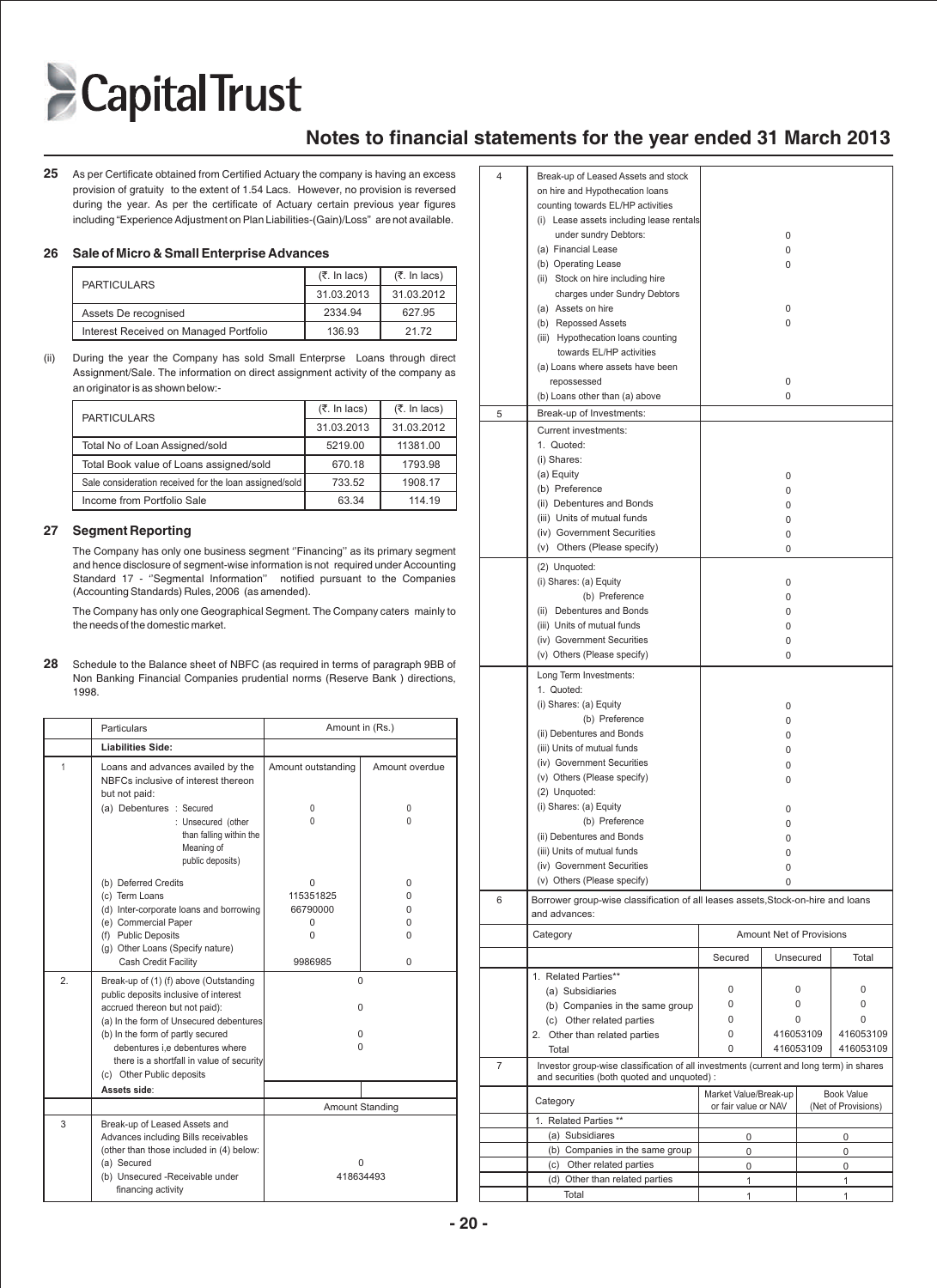## Notes to financial statements for the year ended 31 March 2013

**25** As per Certificate obtained from Certified Actuary the company is having an excess provision of gratuity to the extent of 1.54 Lacs. However, no provision is reversed during the year. As per the certificate of Actuary certain previous year figures including "Experience Adjustment on Plan Liabilities-(Gain)/Loss" are not available.

### 26 Sale of Micro & Small Enterprise Advances

| PARTICULARS | (₹. In lacs) 31.03.2013 | (₹. In lacs) 31.03.2012 |
|---|---|---|
| Assets De recognised | 2334.94 | 627.95 |
| Interest Received on Managed Portfolio | 136.93 | 21.72 |

(ii) During the year the Company has sold Small Enterprse Loans through direct Assignment/Sale. The information on direct assignment activity of the company as an originator is as shown below:-

| PARTICULARS | (₹. In lacs) 31.03.2013 | (₹. In lacs) 31.03.2012 |
|---|---|---|
| Total No of Loan Assigned/sold | 5219.00 | 11381.00 |
| Total Book value of Loans assigned/sold | 670.18 | 1793.98 |
| Sale consideration received for the loan assigned/sold | 733.52 | 1908.17 |
| Income from Portfolio Sale | 63.34 | 114.19 |

### 27 Segment Reporting

The Company has only one business segment ''Financing'' as its primary segment and hence disclosure of segment-wise information is not required under Accounting Standard 17 - ''Segmental Information'' notified pursuant to the Companies (Accounting Standards) Rules, 2006 (as amended).

The Company has only one Geographical Segment. The Company caters mainly to the needs of the domestic market.

**28** Schedule to the Balance sheet of NBFC (as required in terms of paragraph 9BB of Non Banking Financial Companies prudential norms (Reserve Bank ) directions, 1998.

| | Particulars | Amount in (Rs.) | |
|---|---|---|---|
| | **Liabilities Side:** | | |
| 1 | Loans and advances availed by the NBFCs inclusive of interest thereon but not paid: | Amount outstanding | Amount overdue |
| | (a) Debentures : Secured | 0 | 0 |
| | : Unsecured (other than falling within the Meaning of public deposits) | 0 | 0 |
| | (b) Deferred Credits | 0 | 0 |
| | (c) Term Loans | 115351825 | 0 |
| | (d) Inter-corporate loans and borrowing | 66790000 | 0 |
| | (e) Commercial Paper | 0 | 0 |
| | (f) Public Deposits | 0 | 0 |
| | (g) Other Loans (Specify nature) Cash Credit Facility | 9986985 | 0 |
| 2. | Break-up of (1) (f) above (Outstanding public deposits inclusive of interest accrued thereon but not paid): | 0 | |
| | (a) In the form of Unsecured debentures | 0 | |
| | (b) In the form of partly secured debentures i,e debentures where there is a shortfall in value of security | 0 | |
| | (c) Other Public deposits | 0 | |
| | **Assets side**: | | |
| | | Amount Standing | |
| 3 | Break-up of Leased Assets and Advances including Bills receivables (other than those included in (4) below: | | |
| | (a) Secured | 0 | |
| | (b) Unsecured -Receivable under financing activity | 418634493 | |
| 4 | Break-up of Leased Assets and stock on hire and Hypothecation loans counting towards EL/HP activities | | |
| | (i) Lease assets including lease rentals under sundry Debtors: | 0 | |
| | (a) Financial Lease | 0 | |
| | (b) Operating Lease | 0 | |
| | (ii) Stock on hire including hire charges under Sundry Debtors | | |
| | (a) Assets on hire | 0 | |
| | (b) Repossed Assets | 0 | |
| | (iii) Hypothecation loans counting towards EL/HP activities | | |
| | (a) Loans where assets have been repossessed | 0 | |
| | (b) Loans other than (a) above | 0 | |
| 5 | Break-up of Investments: | | |
| | Current investments: | | |
| | 1. Quoted: | | |
| | (i) Shares: | | |
| | (a) Equity | 0 | |
| | (b) Preference | 0 | |
| | (ii) Debentures and Bonds | 0 | |
| | (iii) Units of mutual funds | 0 | |
| | (iv) Government Securities | 0 | |
| | (v) Others (Please specify) | 0 | |
| | (2) Unquoted: | | |
| | (i) Shares: (a) Equity | 0 | |
| | (b) Preference | 0 | |
| | (ii) Debentures and Bonds | 0 | |
| | (iii) Units of mutual funds | 0 | |
| | (iv) Government Securities | 0 | |
| | (v) Others (Please specify) | 0 | |
| | Long Term Investments: | | |
| | 1. Quoted: | | |
| | (i) Shares: (a) Equity | 0 | |
| | (b) Preference | 0 | |
| | (ii) Debentures and Bonds | 0 | |
| | (iii) Units of mutual funds | 0 | |
| | (iv) Government Securities | 0 | |
| | (v) Others (Please specify) | 0 | |
| | (2) Unquoted: | | |
| | (i) Shares: (a) Equity | 0 | |
| | (b) Preference | 0 | |
| | (ii) Debentures and Bonds | 0 | |
| | (iii) Units of mutual funds | 0 | |
| | (iv) Government Securities | 0 | |
| | (v) Others (Please specify) | 0 | |

| 6 | Borrower group-wise classification of all leases assets,Stock-on-hire and loans and advances: | | | |
|---|---|---|---|---|
| | Category | Amount Net of Provisions | | |
| | | Secured | Unsecured | Total |
| | 1. Related Parties** | | | |
| | (a) Subsidiaries | 0 | 0 | 0 |
| | (b) Companies in the same group | 0 | 0 | 0 |
| | (c) Other related parties | 0 | 0 | 0 |
| | 2. Other than related parties | 0 | 416053109 | 416053109 |
| | Total | 0 | 416053109 | 416053109 |

| 7 | Investor group-wise classification of all investments (current and long term) in shares and securities (both quoted and unquoted) : | | |
|---|---|---|---|
| | Category | Market Value/Break-up or fair value or NAV | Book Value (Net of Provisions) |
| | 1. Related Parties ** | | |
| | (a) Subsidiares | 0 | 0 |
| | (b) Companies in the same group | 0 | 0 |
| | (c) Other related parties | 0 | 0 |
| | (d) Other than related parties | 1 | 1 |
| | Total | 1 | 1 |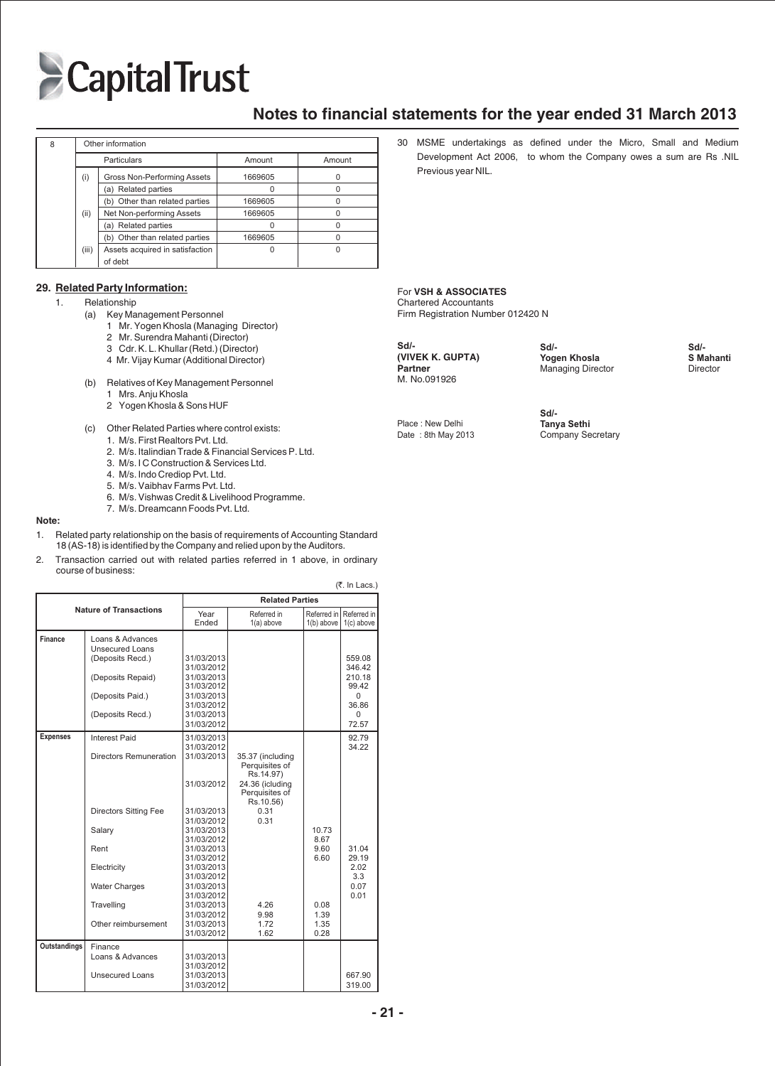# Capital Trust

## Notes to financial statements for the year ended 31 March 2013

| 8 | Other information | | | |
|---|---|---|---|---|
| | | Particulars | Amount | Amount |
| | (i) | Gross Non-Performing Assets | 1669605 | 0 |
| | | (a) Related parties | 0 | 0 |
| | | (b) Other than related parties | 1669605 | 0 |
| | (ii) | Net Non-performing Assets | 1669605 | 0 |
| | | (a) Related parties | 0 | 0 |
| | | (b) Other than related parties | 1669605 | 0 |
| | (iii) | Assets acquired in satisfaction of debt | 0 | 0 |

### 29. Related Party Information:

1. Relationship
   - (a) Key Management Personnel
     1. Mr. Yogen Khosla (Managing Director)
     2. Mr. Surendra Mahanti (Director)
     3. Cdr. K. L. Khullar (Retd.) (Director)
     4. Mr. Vijay Kumar (Additional Director)
   - (b) Relatives of Key Management Personnel
     1. Mrs. Anju Khosla
     2. Yogen Khosla & Sons HUF
   - (c) Other Related Parties where control exists:
     1. M/s. First Realtors Pvt. Ltd.
     2. M/s. Italindian Trade & Financial Services P. Ltd.
     3. M/s. I C Construction & Services Ltd.
     4. M/s. Indo Crediop Pvt. Ltd.
     5. M/s. Vaibhav Farms Pvt. Ltd.
     6. M/s. Vishwas Credit & Livelihood Programme.
     7. M/s. Dreamcann Foods Pvt. Ltd.

**Note:**

1. Related party relationship on the basis of requirements of Accounting Standard 18 (AS-18) is identified by the Company and relied upon by the Auditors.
2. Transaction carried out with related parties referred in 1 above, in ordinary course of business:

(₹. In Lacs.)

| Nature of Transactions | | Year Ended | Related Parties Referred in 1(a) above | Referred in 1(b) above | Referred in 1(c) above |
|---|---|---|---|---|---|
| Finance | Loans & Advances Unsecured Loans | | | | |
| | (Deposits Recd.) | 31/03/2013 | | | 559.08 |
| | | 31/03/2012 | | | 346.42 |
| | (Deposits Repaid) | 31/03/2013 | | | 210.18 |
| | | 31/03/2012 | | | 99.42 |
| | (Deposits Paid.) | 31/03/2013 | | | 0 |
| | | 31/03/2012 | | | 36.86 |
| | (Deposits Recd.) | 31/03/2013 | | | 0 |
| | | 31/03/2012 | | | 72.57 |
| Expenses | Interest Paid | 31/03/2013 | | | 92.79 |
| | | 31/03/2012 | | | 34.22 |
| | Directors Remuneration | 31/03/2013 | 35.37 (including Perquisites of Rs.14.97) | | |
| | | 31/03/2012 | 24.36 (icluding Perquisites of Rs.10.56) | | |
| | Directors Sitting Fee | 31/03/2013 | 0.31 | | |
| | | 31/03/2012 | 0.31 | | |
| | Salary | 31/03/2013 | | 10.73 | |
| | | 31/03/2012 | | 8.67 | |
| | Rent | 31/03/2013 | | 9.60 | 31.04 |
| | | 31/03/2012 | | 6.60 | 29.19 |
| | Electricity | 31/03/2013 | | | 2.02 |
| | | 31/03/2012 | | | 3.3 |
| | Water Charges | 31/03/2013 | | | 0.07 |
| | | 31/03/2012 | | | 0.01 |
| | Travelling | 31/03/2013 | 4.26 | 0.08 | |
| | | 31/03/2012 | 9.98 | 1.39 | |
| | Other reimbursement | 31/03/2013 | 1.72 | 1.35 | |
| | | 31/03/2012 | 1.62 | 0.28 | |
| Outstandings | Finance Loans & Advances | 31/03/2013 | | | |
| | | 31/03/2012 | | | |
| | Unsecured Loans | 31/03/2013 | | | 667.90 |
| | | 31/03/2012 | | | 319.00 |

30 MSME undertakings as defined under the Micro, Small and Medium Development Act 2006, to whom the Company owes a sum are Rs .NIL Previous year NIL.

For **VSH & ASSOCIATES**
Chartered Accountants
Firm Registration Number 012420 N

| | | |
|---|---|---|
| **Sd/-** | **Sd/-** | **Sd/-** |
| **(VIVEK K. GUPTA)** | **Yogen Khosla** | **S Mahanti** |
| **Partner** | Managing Director | Director |
| M. No.091926 | | |

Place : New Delhi
Date : 8th May 2013

**Sd/-**
**Tanya Sethi**
Company Secretary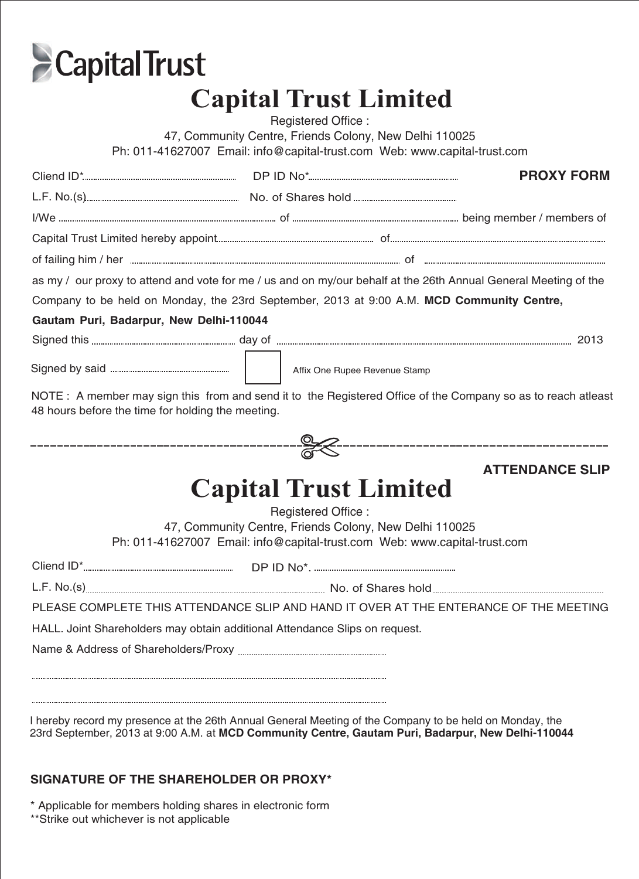Capital Trust

# Capital Trust Limited

Registered Office :
47, Community Centre, Friends Colony, New Delhi 110025
Ph: 011-41627007 Email: info@capital-trust.com Web: www.capital-trust.com

**PROXY FORM**

Cliend ID*........................ DP ID No*........................

L.F. No.(s)........................ No. of Shares hold........................

I/We ........................ of ........................ being member / members of Capital Trust Limited hereby appoint........................ of........................ of failing him / her ........................ of ........................ as my / our proxy to attend and vote for me / us and on my/our behalf at the 26th Annual General Meeting of the Company to be held on Monday, the 23rd September, 2013 at 9:00 A.M. **MCD Community Centre, Gautam Puri, Badarpur, New Delhi-110044**

Signed this ........................ day of ........................ 2013

Signed by said ........................ Affix One Rupee Revenue Stamp

NOTE : A member may sign this from and send it to the Registered Office of the Company so as to reach atleast 48 hours before the time for holding the meeting.

---

**ATTENDANCE SLIP**

# Capital Trust Limited

Registered Office :
47, Community Centre, Friends Colony, New Delhi 110025
Ph: 011-41627007 Email: info@capital-trust.com Web: www.capital-trust.com

Cliend ID*........................ DP ID No*. ........................

L.F. No.(s)........................ No. of Shares hold........................

PLEASE COMPLETE THIS ATTENDANCE SLIP AND HAND IT OVER AT THE ENTERANCE OF THE MEETING HALL. Joint Shareholders may obtain additional Attendance Slips on request.

Name & Address of Shareholders/Proxy ........................

........................

........................

I hereby record my presence at the 26th Annual General Meeting of the Company to be held on Monday, the 23rd September, 2013 at 9:00 A.M. at **MCD Community Centre, Gautam Puri, Badarpur, New Delhi-110044**

**SIGNATURE OF THE SHAREHOLDER OR PROXY***

* Applicable for members holding shares in electronic form
**Strike out whichever is not applicable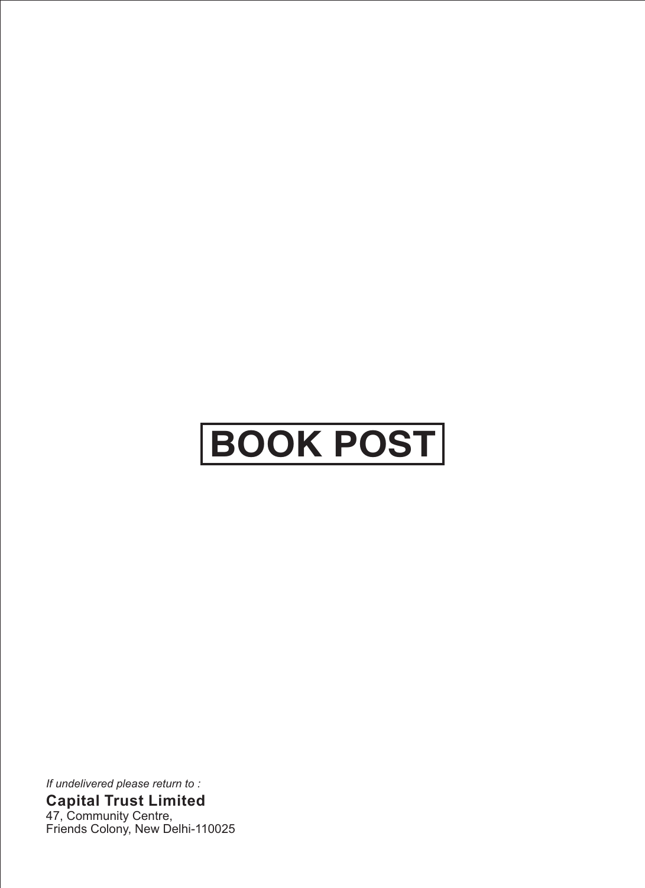**BOOK POST**

*If undelivered please return to :*

**Capital Trust Limited**
47, Community Centre,
Friends Colony, New Delhi-110025